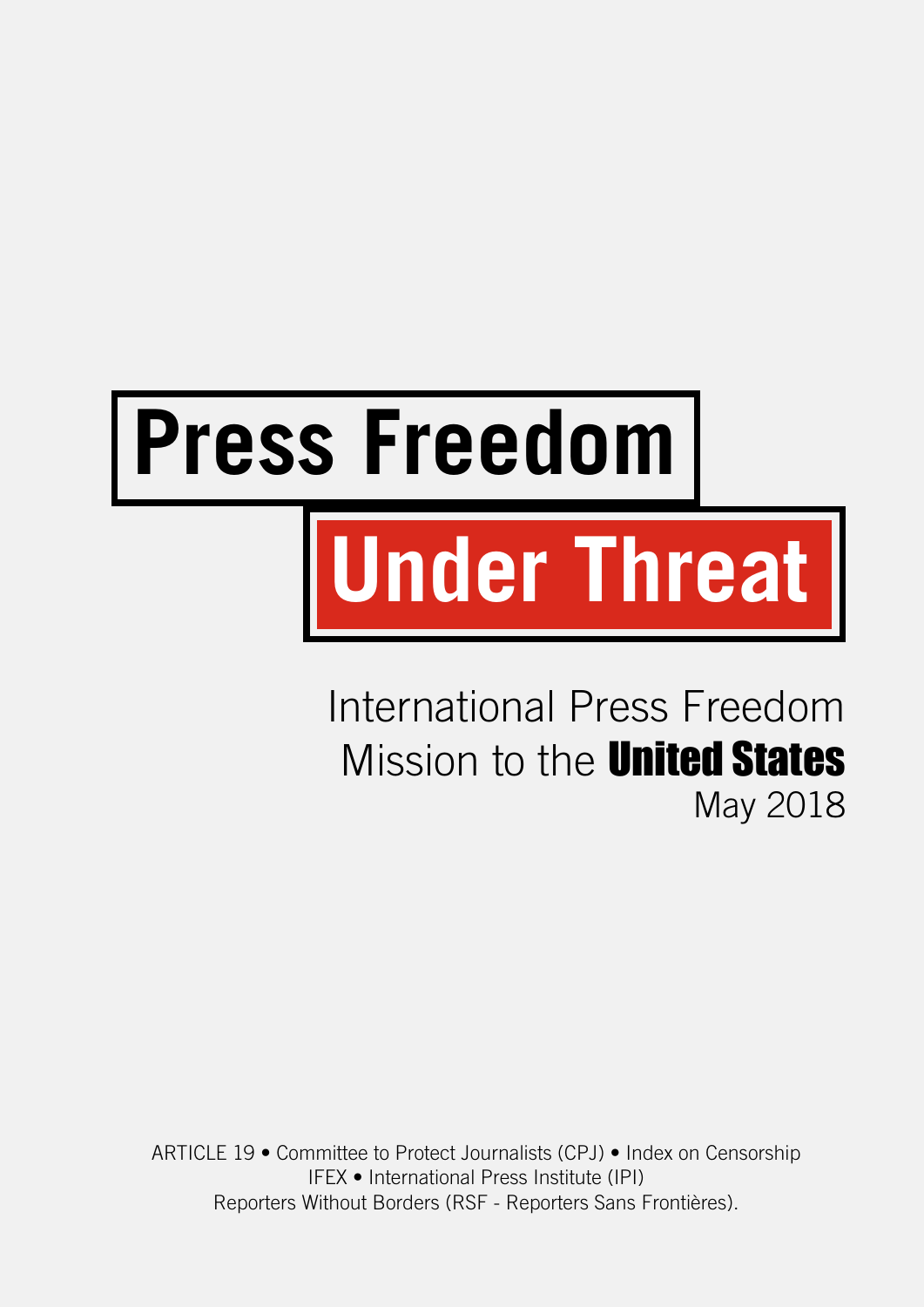# Press Freedom Under Threat

International Press Freedom Mission to the **United States**

May 2018

ARTICLE 19 • Committee to Protect Journalists (CPJ) • Index on Censorship
IFEX • International Press Institute (IPI)
Reporters Without Borders (RSF - Reporters Sans Frontières).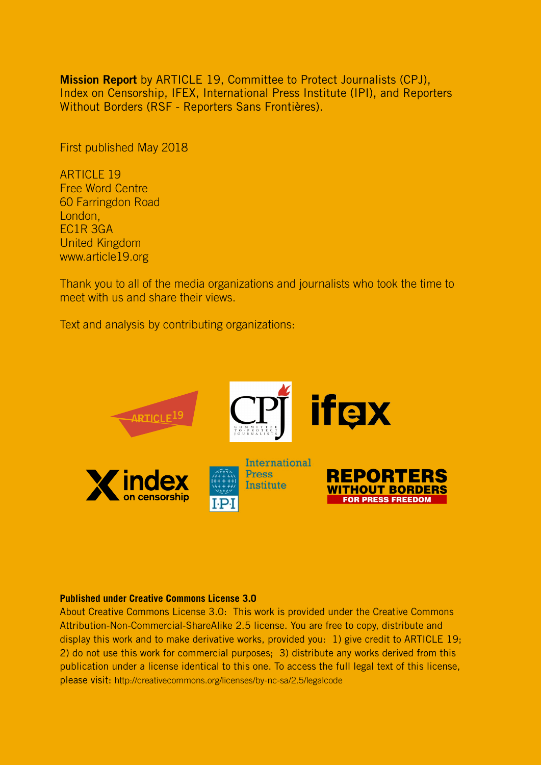**Mission Report** by ARTICLE 19, Committee to Protect Journalists (CPJ), Index on Censorship, IFEX, International Press Institute (IPI), and Reporters Without Borders (RSF - Reporters Sans Frontières).

First published May 2018

ARTICLE 19  
Free Word Centre  
60 Farringdon Road  
London,  
EC1R 3GA  
United Kingdom  
www.article19.org

Thank you to all of the media organizations and journalists who took the time to meet with us and share their views.

Text and analysis by contributing organizations:

**Published under Creative Commons License 3.0**

About Creative Commons License 3.0: This work is provided under the Creative Commons Attribution-Non-Commercial-ShareAlike 2.5 license. You are free to copy, distribute and display this work and to make derivative works, provided you: 1) give credit to ARTICLE 19; 2) do not use this work for commercial purposes; 3) distribute any works derived from this publication under a license identical to this one. To access the full legal text of this license, please visit: http://creativecommons.org/licenses/by-nc-sa/2.5/legalcode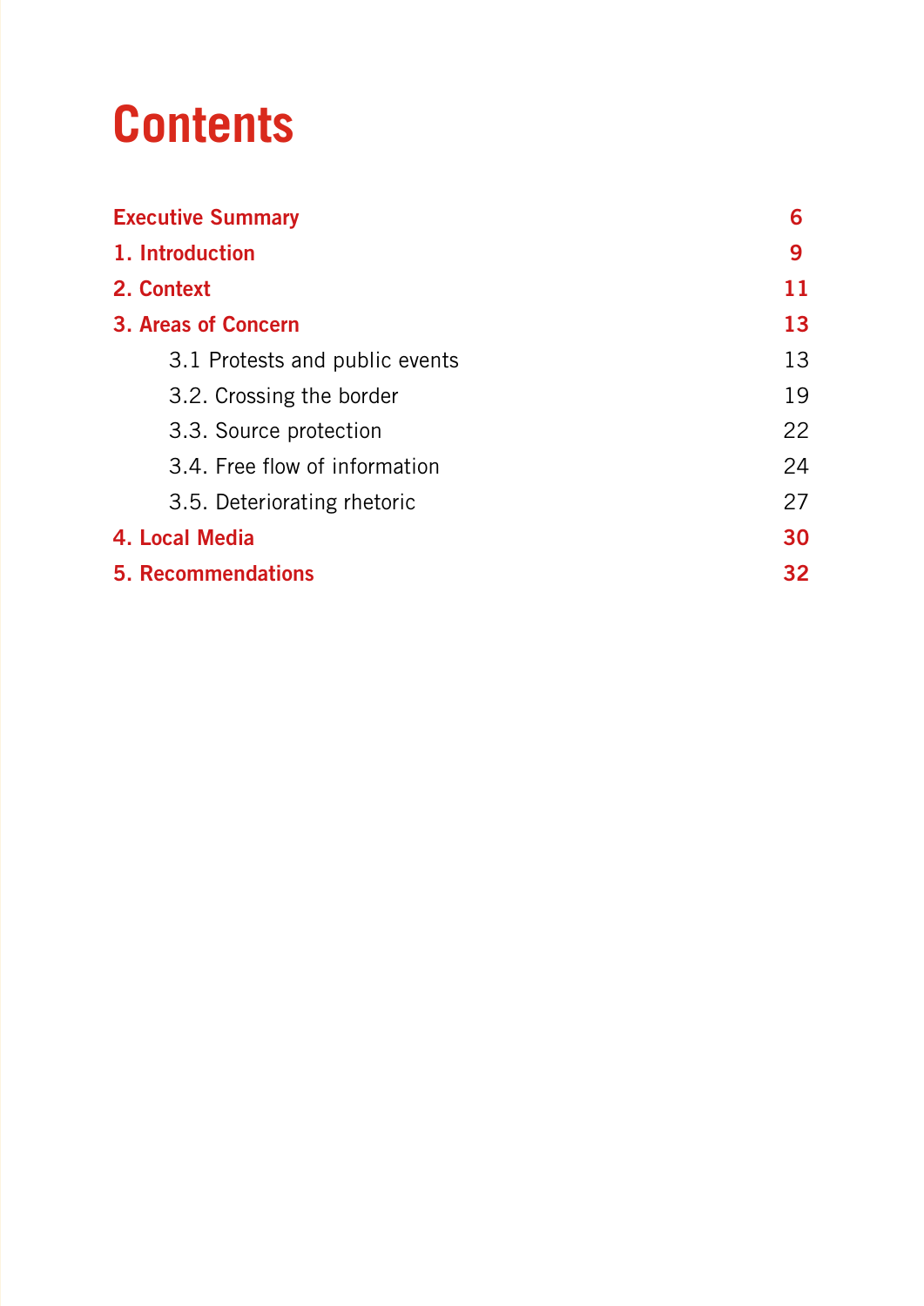# Contents

| | |
|---|---|
| **Executive Summary** | **6** |
| **1. Introduction** | **9** |
| **2. Context** | **11** |
| **3. Areas of Concern** | **13** |
| 3.1 Protests and public events | 13 |
| 3.2. Crossing the border | 19 |
| 3.3. Source protection | 22 |
| 3.4. Free flow of information | 24 |
| 3.5. Deteriorating rhetoric | 27 |
| **4. Local Media** | **30** |
| **5. Recommendations** | **32** |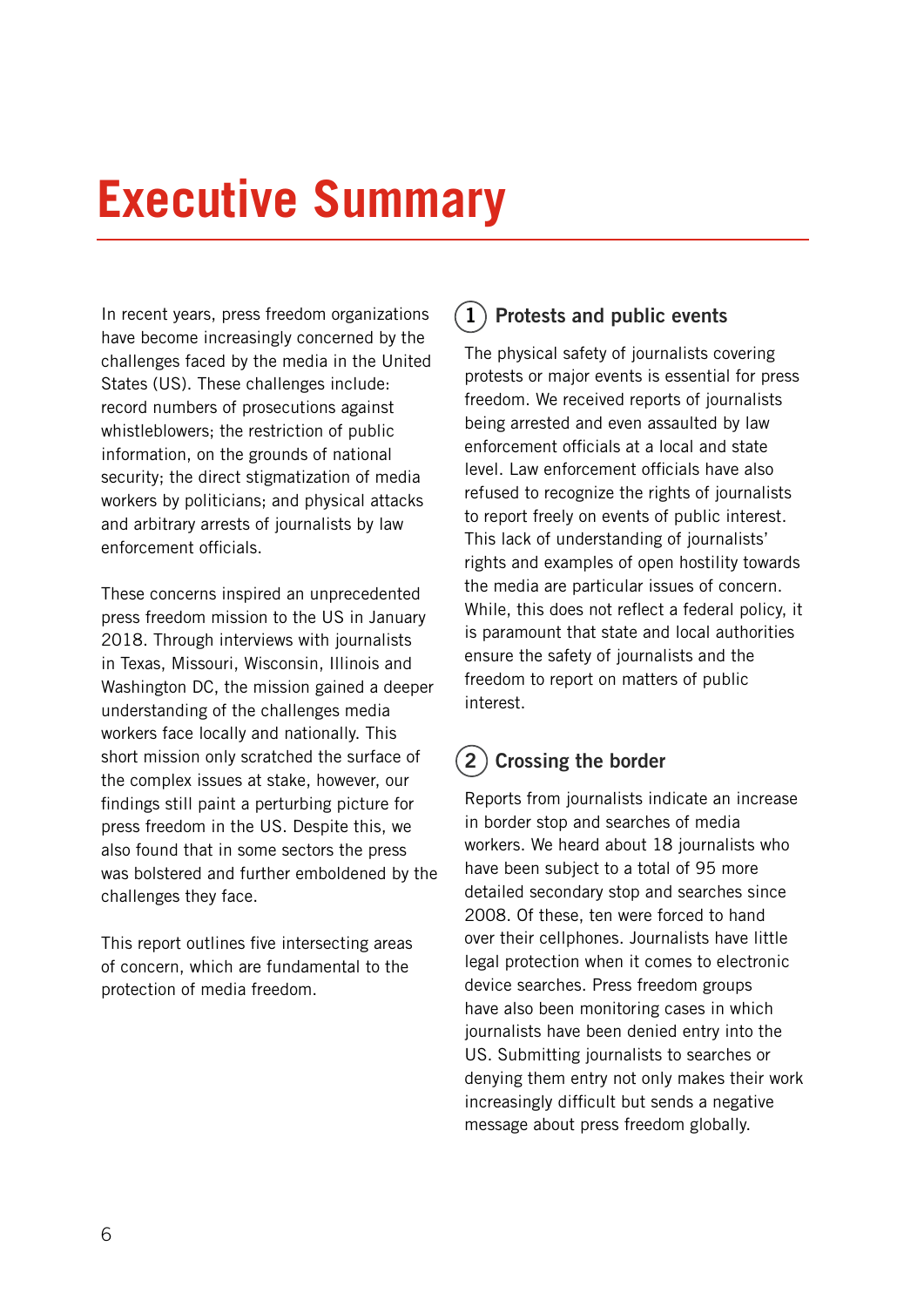# Executive Summary

In recent years, press freedom organizations have become increasingly concerned by the challenges faced by the media in the United States (US). These challenges include: record numbers of prosecutions against whistleblowers; the restriction of public information, on the grounds of national security; the direct stigmatization of media workers by politicians; and physical attacks and arbitrary arrests of journalists by law enforcement officials.

These concerns inspired an unprecedented press freedom mission to the US in January 2018. Through interviews with journalists in Texas, Missouri, Wisconsin, Illinois and Washington DC, the mission gained a deeper understanding of the challenges media workers face locally and nationally. This short mission only scratched the surface of the complex issues at stake, however, our findings still paint a perturbing picture for press freedom in the US. Despite this, we also found that in some sectors the press was bolstered and further emboldened by the challenges they face.

This report outlines five intersecting areas of concern, which are fundamental to the protection of media freedom.

## 1 Protests and public events

The physical safety of journalists covering protests or major events is essential for press freedom. We received reports of journalists being arrested and even assaulted by law enforcement officials at a local and state level. Law enforcement officials have also refused to recognize the rights of journalists to report freely on events of public interest. This lack of understanding of journalists' rights and examples of open hostility towards the media are particular issues of concern. While, this does not reflect a federal policy, it is paramount that state and local authorities ensure the safety of journalists and the freedom to report on matters of public interest.

## 2 Crossing the border

Reports from journalists indicate an increase in border stop and searches of media workers. We heard about 18 journalists who have been subject to a total of 95 more detailed secondary stop and searches since 2008. Of these, ten were forced to hand over their cellphones. Journalists have little legal protection when it comes to electronic device searches. Press freedom groups have also been monitoring cases in which journalists have been denied entry into the US. Submitting journalists to searches or denying them entry not only makes their work increasingly difficult but sends a negative message about press freedom globally.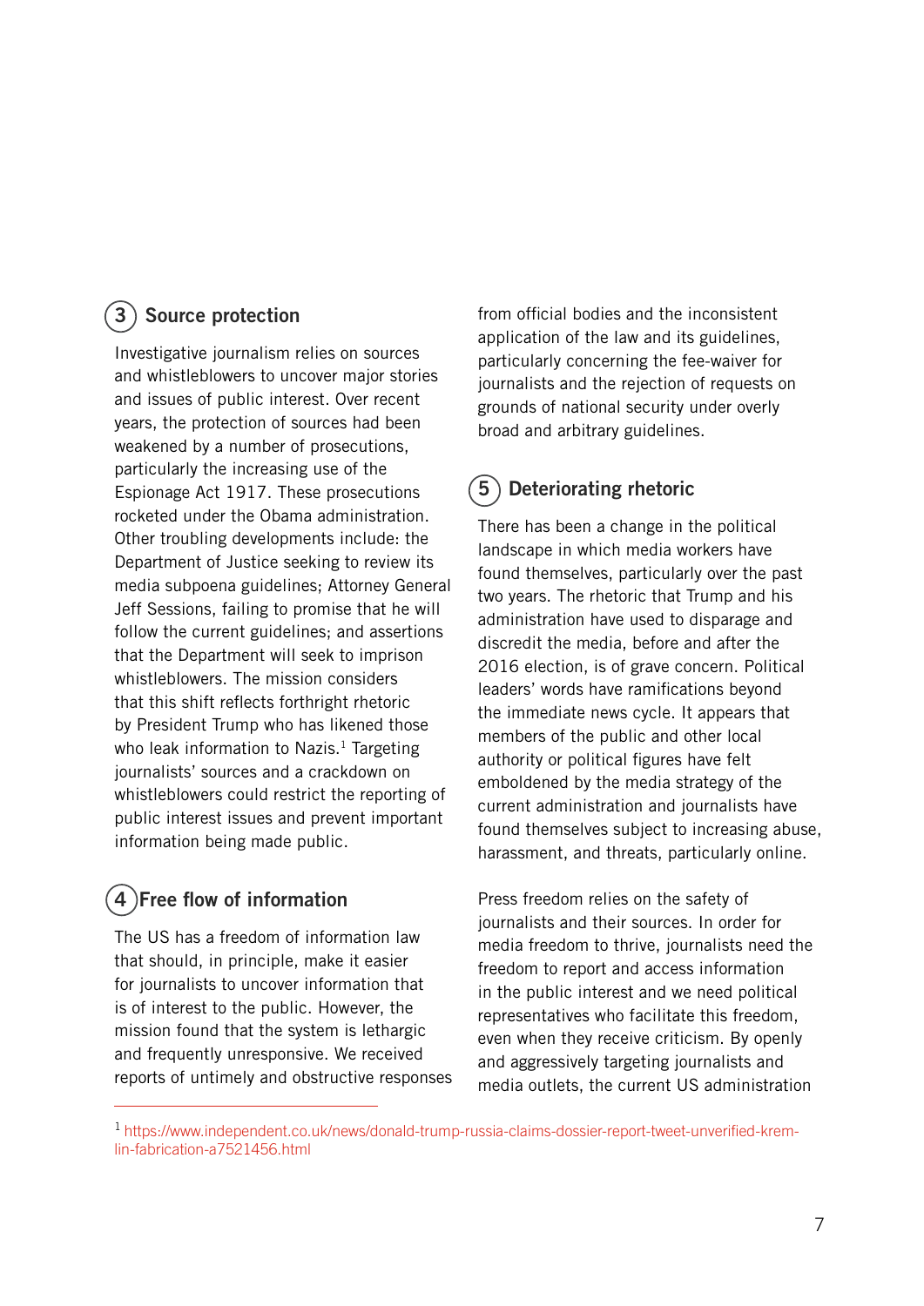## 3 Source protection

Investigative journalism relies on sources and whistleblowers to uncover major stories and issues of public interest. Over recent years, the protection of sources had been weakened by a number of prosecutions, particularly the increasing use of the Espionage Act 1917. These prosecutions rocketed under the Obama administration. Other troubling developments include: the Department of Justice seeking to review its media subpoena guidelines; Attorney General Jeff Sessions, failing to promise that he will follow the current guidelines; and assertions that the Department will seek to imprison whistleblowers. The mission considers that this shift reflects forthright rhetoric by President Trump who has likened those who leak information to Nazis.[1] Targeting journalists' sources and a crackdown on whistleblowers could restrict the reporting of public interest issues and prevent important information being made public.

## 4 Free flow of information

The US has a freedom of information law that should, in principle, make it easier for journalists to uncover information that is of interest to the public. However, the mission found that the system is lethargic and frequently unresponsive. We received reports of untimely and obstructive responses from official bodies and the inconsistent application of the law and its guidelines, particularly concerning the fee-waiver for journalists and the rejection of requests on grounds of national security under overly broad and arbitrary guidelines.

## 5 Deteriorating rhetoric

There has been a change in the political landscape in which media workers have found themselves, particularly over the past two years. The rhetoric that Trump and his administration have used to disparage and discredit the media, before and after the 2016 election, is of grave concern. Political leaders' words have ramifications beyond the immediate news cycle. It appears that members of the public and other local authority or political figures have felt emboldened by the media strategy of the current administration and journalists have found themselves subject to increasing abuse, harassment, and threats, particularly online.

Press freedom relies on the safety of journalists and their sources. In order for media freedom to thrive, journalists need the freedom to report and access information in the public interest and we need political representatives who facilitate this freedom, even when they receive criticism. By openly and aggressively targeting journalists and media outlets, the current US administration

---

[1] https://www.independent.co.uk/news/donald-trump-russia-claims-dossier-report-tweet-unverified-kremlin-fabrication-a7521456.html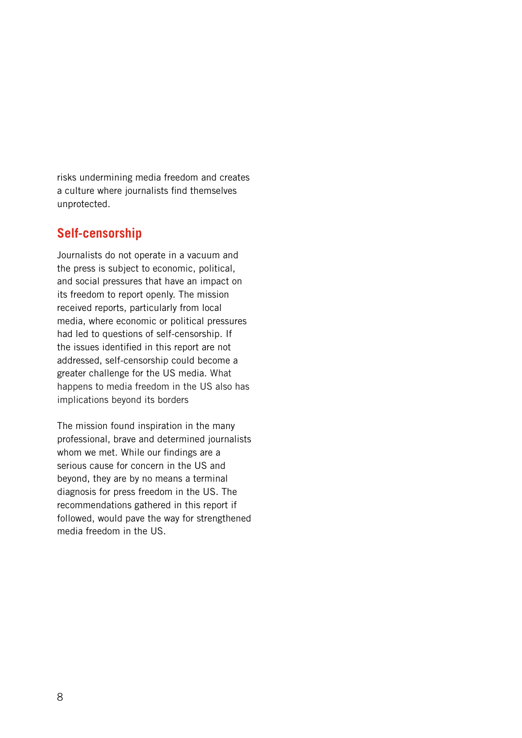risks undermining media freedom and creates a culture where journalists find themselves unprotected.

## Self-censorship

Journalists do not operate in a vacuum and the press is subject to economic, political, and social pressures that have an impact on its freedom to report openly. The mission received reports, particularly from local media, where economic or political pressures had led to questions of self-censorship. If the issues identified in this report are not addressed, self-censorship could become a greater challenge for the US media. What happens to media freedom in the US also has implications beyond its borders

The mission found inspiration in the many professional, brave and determined journalists whom we met. While our findings are a serious cause for concern in the US and beyond, they are by no means a terminal diagnosis for press freedom in the US. The recommendations gathered in this report if followed, would pave the way for strengthened media freedom in the US.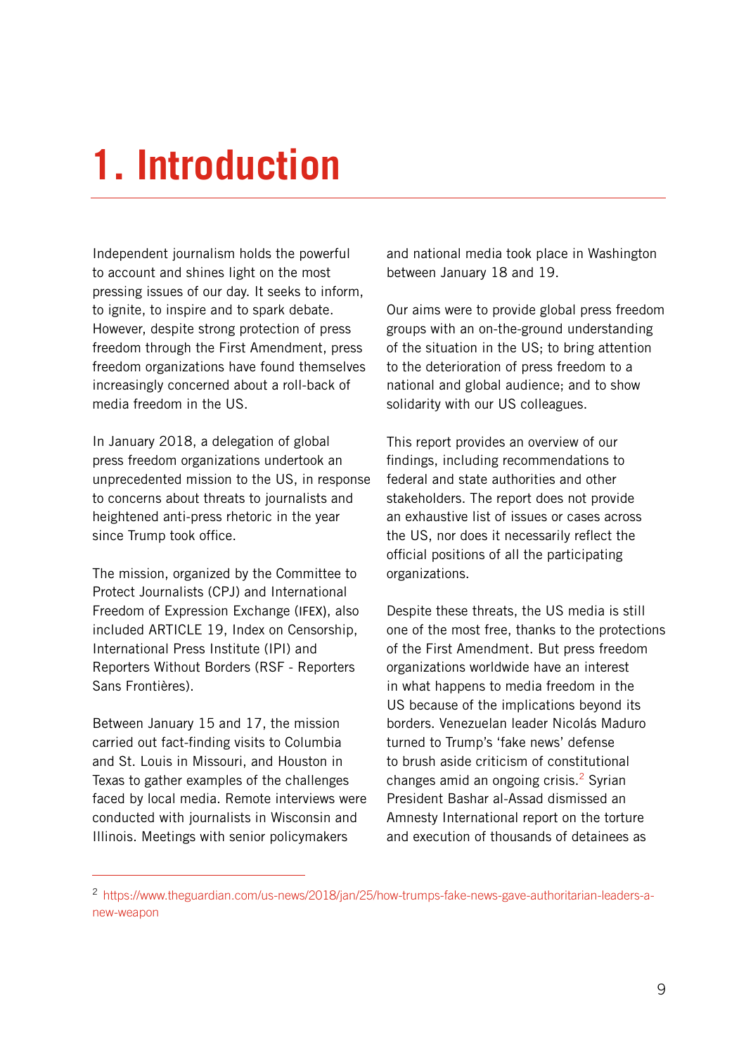# 1. Introduction

Independent journalism holds the powerful to account and shines light on the most pressing issues of our day. It seeks to inform, to ignite, to inspire and to spark debate. However, despite strong protection of press freedom through the First Amendment, press freedom organizations have found themselves increasingly concerned about a roll-back of media freedom in the US.

In January 2018, a delegation of global press freedom organizations undertook an unprecedented mission to the US, in response to concerns about threats to journalists and heightened anti-press rhetoric in the year since Trump took office.

The mission, organized by the Committee to Protect Journalists (CPJ) and International Freedom of Expression Exchange (IFEX), also included ARTICLE 19, Index on Censorship, International Press Institute (IPI) and Reporters Without Borders (RSF - Reporters Sans Frontières).

Between January 15 and 17, the mission carried out fact-finding visits to Columbia and St. Louis in Missouri, and Houston in Texas to gather examples of the challenges faced by local media. Remote interviews were conducted with journalists in Wisconsin and Illinois. Meetings with senior policymakers and national media took place in Washington between January 18 and 19.

Our aims were to provide global press freedom groups with an on-the-ground understanding of the situation in the US; to bring attention to the deterioration of press freedom to a national and global audience; and to show solidarity with our US colleagues.

This report provides an overview of our findings, including recommendations to federal and state authorities and other stakeholders. The report does not provide an exhaustive list of issues or cases across the US, nor does it necessarily reflect the official positions of all the participating organizations.

Despite these threats, the US media is still one of the most free, thanks to the protections of the First Amendment. But press freedom organizations worldwide have an interest in what happens to media freedom in the US because of the implications beyond its borders. Venezuelan leader Nicolás Maduro turned to Trump's 'fake news' defense to brush aside criticism of constitutional changes amid an ongoing crisis.[2] Syrian President Bashar al-Assad dismissed an Amnesty International report on the torture and execution of thousands of detainees as

---

[2] https://www.theguardian.com/us-news/2018/jan/25/how-trumps-fake-news-gave-authoritarian-leaders-a-new-weapon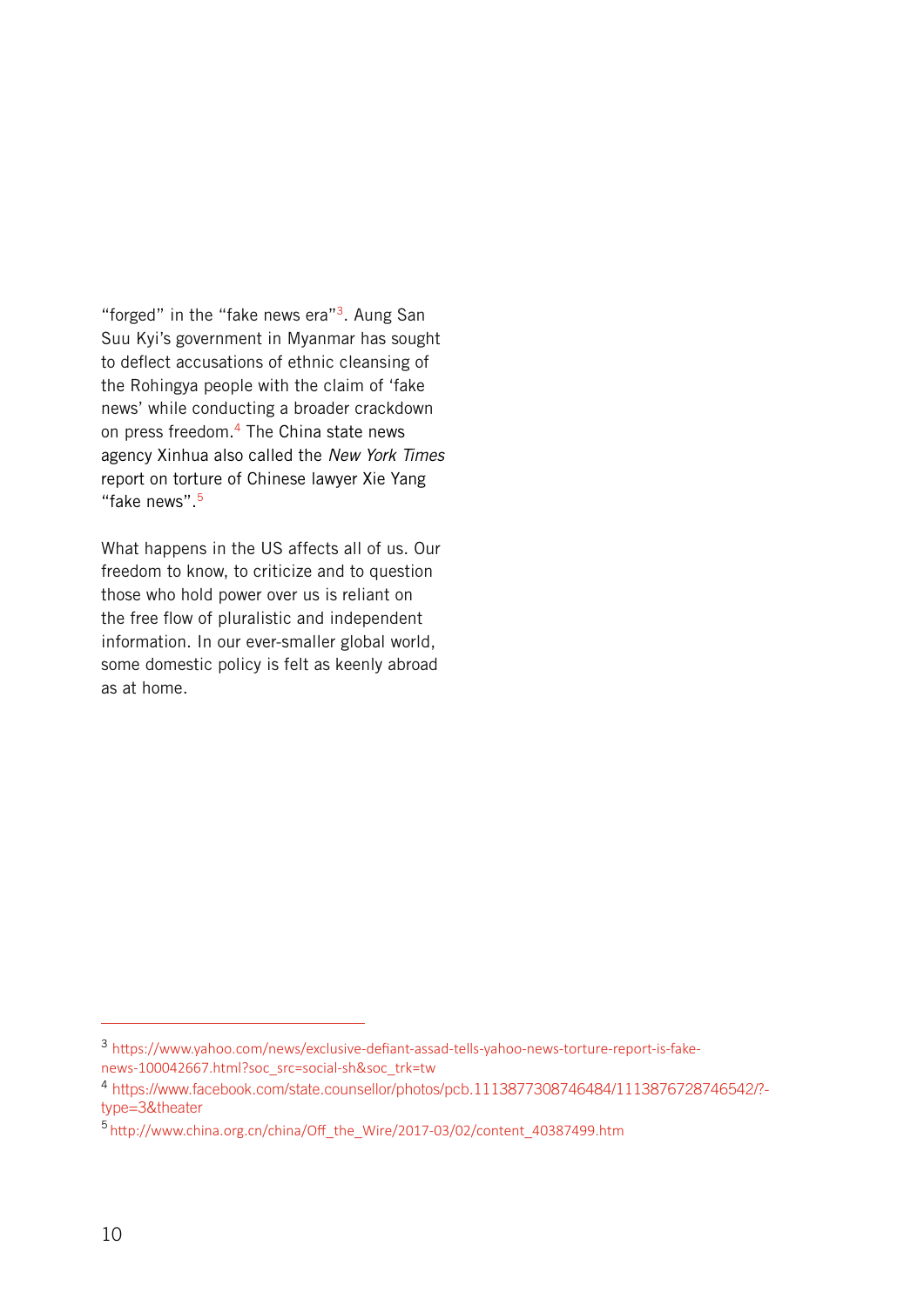"forged" in the "fake news era"[3]. Aung San Suu Kyi's government in Myanmar has sought to deflect accusations of ethnic cleansing of the Rohingya people with the claim of 'fake news' while conducting a broader crackdown on press freedom.[4] The China state news agency Xinhua also called the *New York Times* report on torture of Chinese lawyer Xie Yang "fake news".[5]

What happens in the US affects all of us. Our freedom to know, to criticize and to question those who hold power over us is reliant on the free flow of pluralistic and independent information. In our ever-smaller global world, some domestic policy is felt as keenly abroad as at home.

---

[3] https://www.yahoo.com/news/exclusive-defiant-assad-tells-yahoo-news-torture-report-is-fake-news-100042667.html?soc_src=social-sh&soc_trk=tw

[4] https://www.facebook.com/state.counsellor/photos/pcb.1113877308746484/1113876728746542/?-type=3&theater

[5] http://www.china.org.cn/china/Off_the_Wire/2017-03/02/content_40387499.htm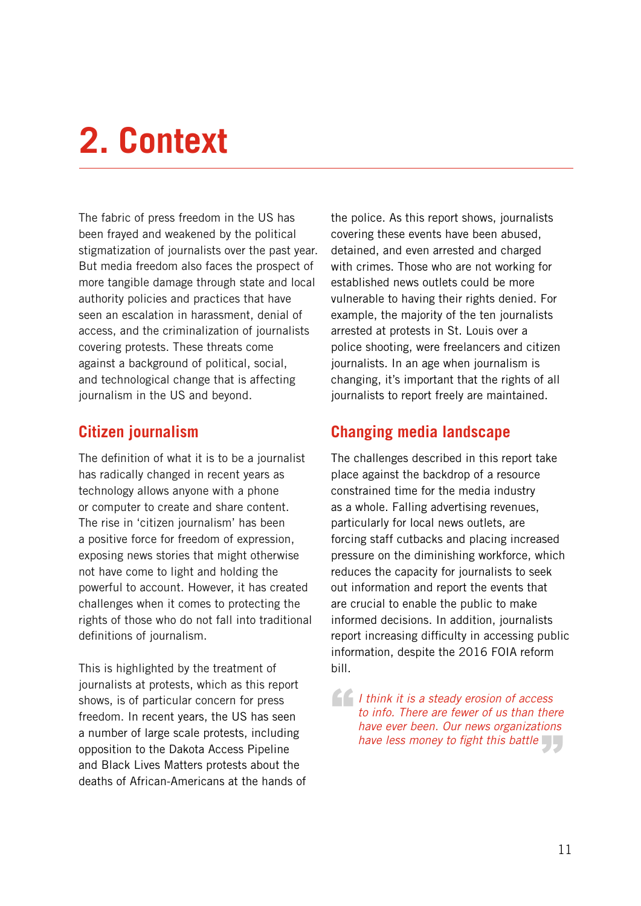# 2. Context

The fabric of press freedom in the US has been frayed and weakened by the political stigmatization of journalists over the past year. But media freedom also faces the prospect of more tangible damage through state and local authority policies and practices that have seen an escalation in harassment, denial of access, and the criminalization of journalists covering protests. These threats come against a background of political, social, and technological change that is affecting journalism in the US and beyond.

## Citizen journalism

The definition of what it is to be a journalist has radically changed in recent years as technology allows anyone with a phone or computer to create and share content. The rise in 'citizen journalism' has been a positive force for freedom of expression, exposing news stories that might otherwise not have come to light and holding the powerful to account. However, it has created challenges when it comes to protecting the rights of those who do not fall into traditional definitions of journalism.

This is highlighted by the treatment of journalists at protests, which as this report shows, is of particular concern for press freedom. In recent years, the US has seen a number of large scale protests, including opposition to the Dakota Access Pipeline and Black Lives Matters protests about the deaths of African-Americans at the hands of the police. As this report shows, journalists covering these events have been abused, detained, and even arrested and charged with crimes. Those who are not working for established news outlets could be more vulnerable to having their rights denied. For example, the majority of the ten journalists arrested at protests in St. Louis over a police shooting, were freelancers and citizen journalists. In an age when journalism is changing, it's important that the rights of all journalists to report freely are maintained.

## Changing media landscape

The challenges described in this report take place against the backdrop of a resource constrained time for the media industry as a whole. Falling advertising revenues, particularly for local news outlets, are forcing staff cutbacks and placing increased pressure on the diminishing workforce, which reduces the capacity for journalists to seek out information and report the events that are crucial to enable the public to make informed decisions. In addition, journalists report increasing difficulty in accessing public information, despite the 2016 FOIA reform bill.

> *I think it is a steady erosion of access to info. There are fewer of us than there have ever been. Our news organizations have less money to fight this battle*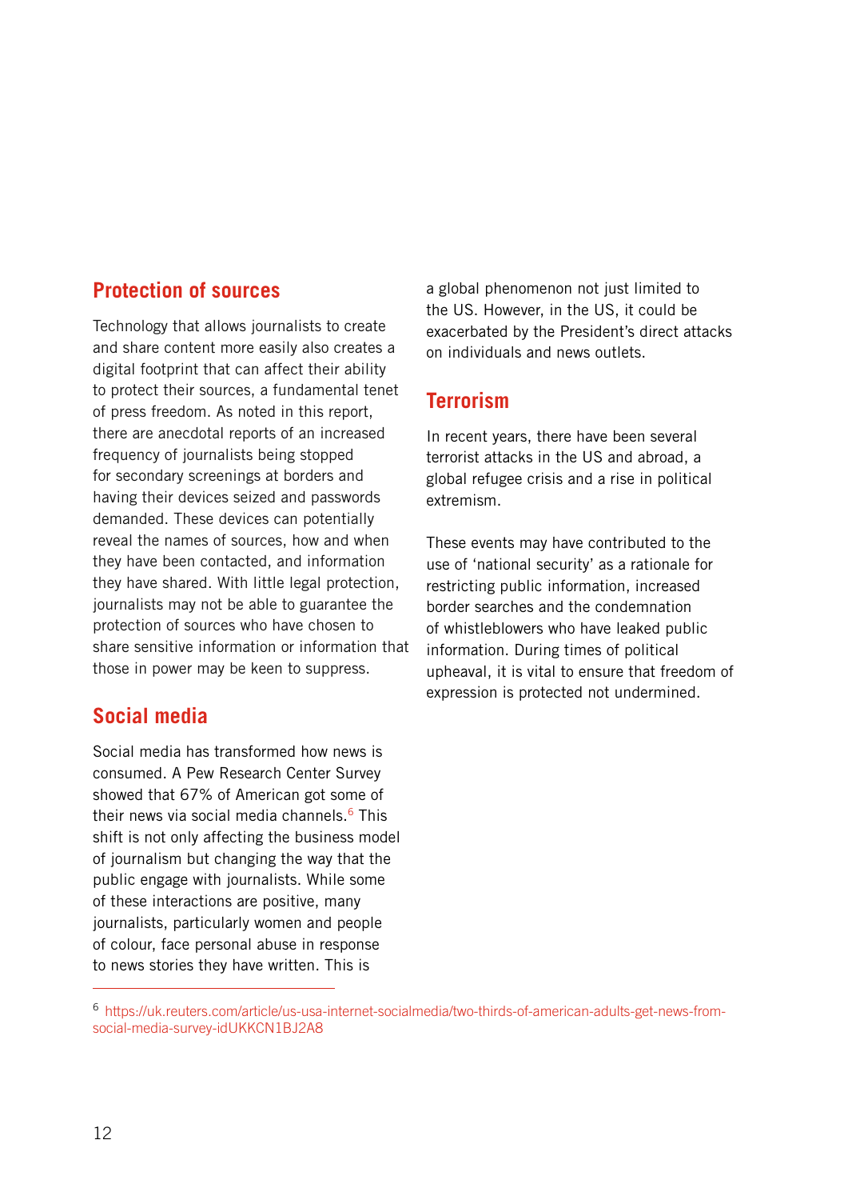## Protection of sources

Technology that allows journalists to create and share content more easily also creates a digital footprint that can affect their ability to protect their sources, a fundamental tenet of press freedom. As noted in this report, there are anecdotal reports of an increased frequency of journalists being stopped for secondary screenings at borders and having their devices seized and passwords demanded. These devices can potentially reveal the names of sources, how and when they have been contacted, and information they have shared. With little legal protection, journalists may not be able to guarantee the protection of sources who have chosen to share sensitive information or information that those in power may be keen to suppress.

## Social media

Social media has transformed how news is consumed. A Pew Research Center Survey showed that 67% of American got some of their news via social media channels.[6] This shift is not only affecting the business model of journalism but changing the way that the public engage with journalists. While some of these interactions are positive, many journalists, particularly women and people of colour, face personal abuse in response to news stories they have written. This is a global phenomenon not just limited to the US. However, in the US, it could be exacerbated by the President's direct attacks on individuals and news outlets.

## Terrorism

In recent years, there have been several terrorist attacks in the US and abroad, a global refugee crisis and a rise in political extremism.

These events may have contributed to the use of 'national security' as a rationale for restricting public information, increased border searches and the condemnation of whistleblowers who have leaked public information. During times of political upheaval, it is vital to ensure that freedom of expression is protected not undermined.

---

[6] https://uk.reuters.com/article/us-usa-internet-socialmedia/two-thirds-of-american-adults-get-news-from-social-media-survey-idUKKCN1BJ2A8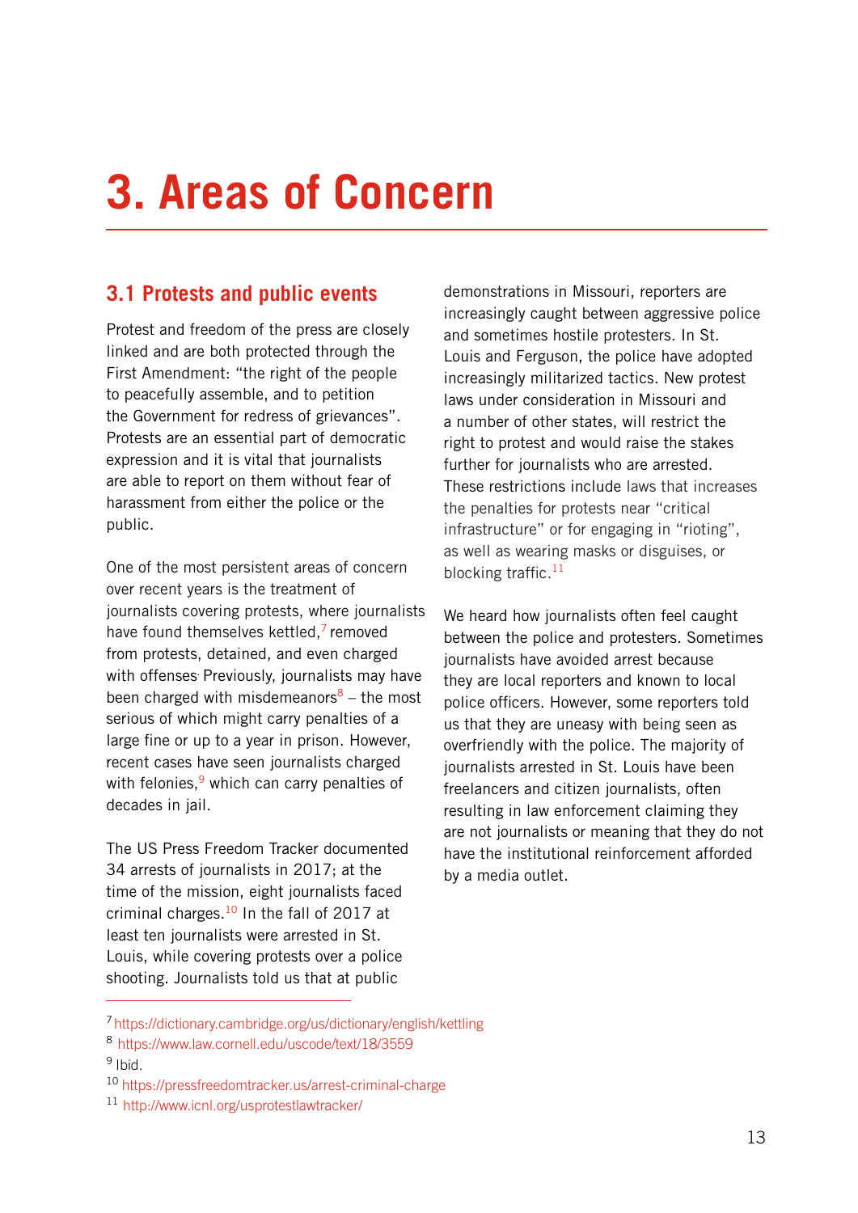# 3. Areas of Concern

## 3.1 Protests and public events

Protest and freedom of the press are closely linked and are both protected through the First Amendment: "the right of the people to peacefully assemble, and to petition the Government for redress of grievances". Protests are an essential part of democratic expression and it is vital that journalists are able to report on them without fear of harassment from either the police or the public.

One of the most persistent areas of concern over recent years is the treatment of journalists covering protests, where journalists have found themselves kettled,[7] removed from protests, detained, and even charged with offenses. Previously, journalists may have been charged with misdemeanors[8] – the most serious of which might carry penalties of a large fine or up to a year in prison. However, recent cases have seen journalists charged with felonies,[9] which can carry penalties of decades in jail.

The US Press Freedom Tracker documented 34 arrests of journalists in 2017; at the time of the mission, eight journalists faced criminal charges.[10] In the fall of 2017 at least ten journalists were arrested in St. Louis, while covering protests over a police shooting. Journalists told us that at public demonstrations in Missouri, reporters are increasingly caught between aggressive police and sometimes hostile protesters. In St. Louis and Ferguson, the police have adopted increasingly militarized tactics. New protest laws under consideration in Missouri and a number of other states, will restrict the right to protest and would raise the stakes further for journalists who are arrested. These restrictions include laws that increases the penalties for protests near "critical infrastructure" or for engaging in "rioting", as well as wearing masks or disguises, or blocking traffic.[11]

We heard how journalists often feel caught between the police and protesters. Sometimes journalists have avoided arrest because they are local reporters and known to local police officers. However, some reporters told us that they are uneasy with being seen as overfriendly with the police. The majority of journalists arrested in St. Louis have been freelancers and citizen journalists, often resulting in law enforcement claiming they are not journalists or meaning that they do not have the institutional reinforcement afforded by a media outlet.

---

[7] https://dictionary.cambridge.org/us/dictionary/english/kettling

[8] https://www.law.cornell.edu/uscode/text/18/3559

[9] Ibid.

[10] https://pressfreedomtracker.us/arrest-criminal-charge

[11] http://www.icnl.org/usprotestlawtracker/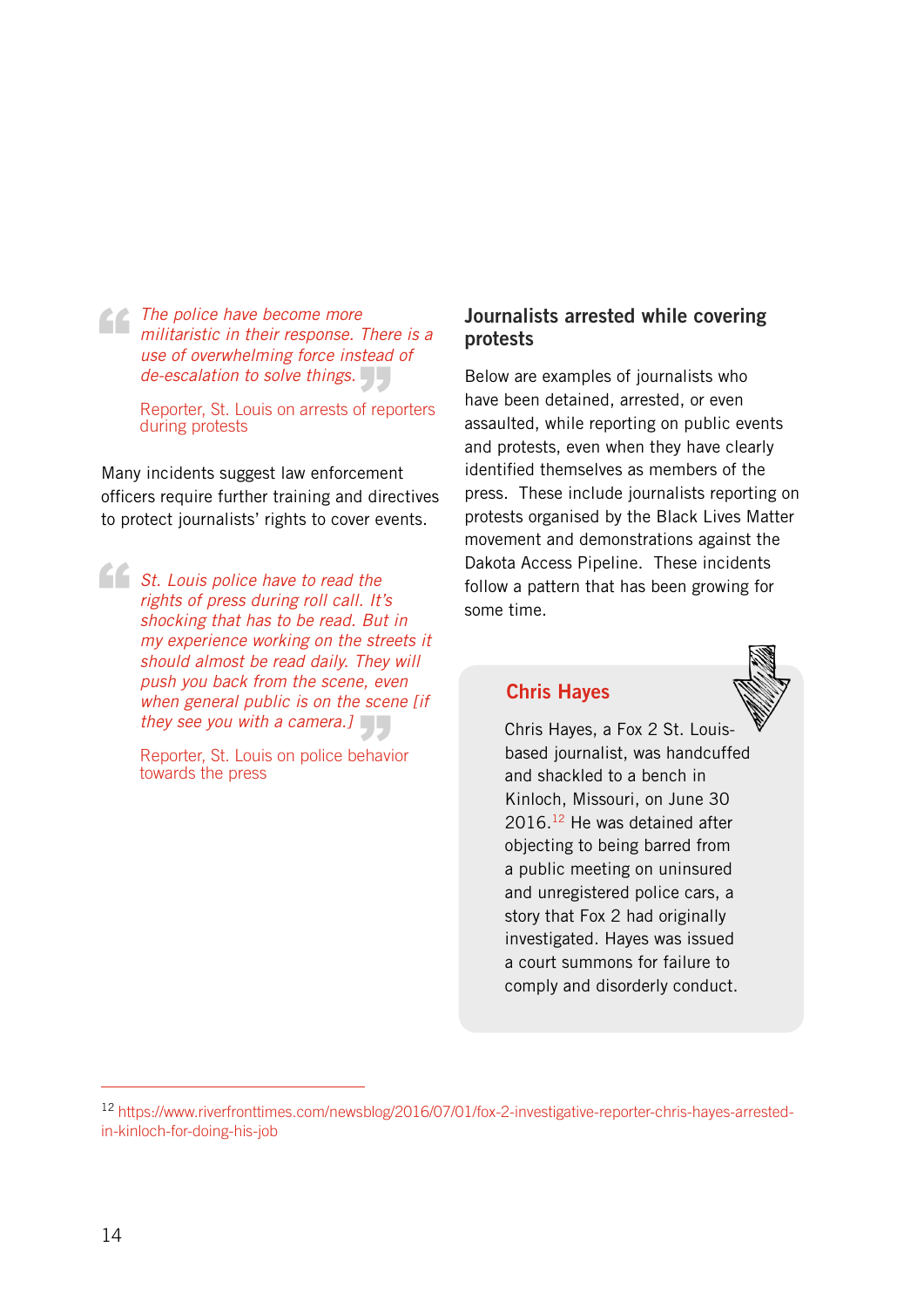> *The police have become more militaristic in their response. There is a use of overwhelming force instead of de-escalation to solve things.*
>
> Reporter, St. Louis on arrests of reporters during protests

Many incidents suggest law enforcement officers require further training and directives to protect journalists' rights to cover events.

> *St. Louis police have to read the rights of press during roll call. It's shocking that has to be read. But in my experience working on the streets it should almost be read daily. They will push you back from the scene, even when general public is on the scene [if they see you with a camera.]*
>
> Reporter, St. Louis on police behavior towards the press

## Journalists arrested while covering protests

Below are examples of journalists who have been detained, arrested, or even assaulted, while reporting on public events and protests, even when they have clearly identified themselves as members of the press. These include journalists reporting on protests organised by the Black Lives Matter movement and demonstrations against the Dakota Access Pipeline. These incidents follow a pattern that has been growing for some time.

### Chris Hayes

Chris Hayes, a Fox 2 St. Louis-based journalist, was handcuffed and shackled to a bench in Kinloch, Missouri, on June 30 2016.[12] He was detained after objecting to being barred from a public meeting on uninsured and unregistered police cars, a story that Fox 2 had originally investigated. Hayes was issued a court summons for failure to comply and disorderly conduct.

[12] https://www.riverfronttimes.com/newsblog/2016/07/01/fox-2-investigative-reporter-chris-hayes-arrested-in-kinloch-for-doing-his-job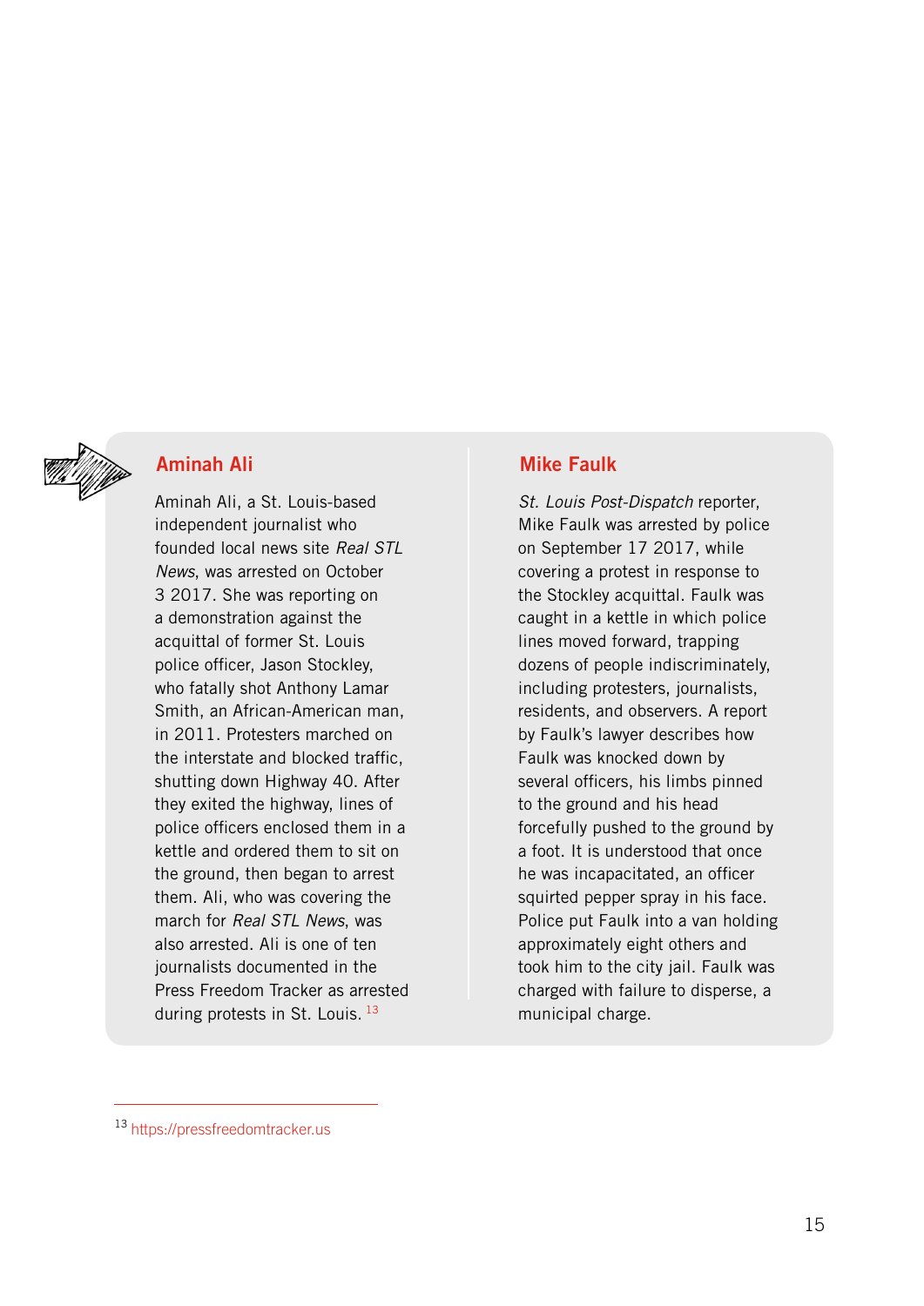## Aminah Ali

Aminah Ali, a St. Louis-based independent journalist who founded local news site *Real STL News*, was arrested on October 3 2017. She was reporting on a demonstration against the acquittal of former St. Louis police officer, Jason Stockley, who fatally shot Anthony Lamar Smith, an African-American man, in 2011. Protesters marched on the interstate and blocked traffic, shutting down Highway 40. After they exited the highway, lines of police officers enclosed them in a kettle and ordered them to sit on the ground, then began to arrest them. Ali, who was covering the march for *Real STL News*, was also arrested. Ali is one of ten journalists documented in the Press Freedom Tracker as arrested during protests in St. Louis. [13]

## Mike Faulk

*St. Louis Post-Dispatch* reporter, Mike Faulk was arrested by police on September 17 2017, while covering a protest in response to the Stockley acquittal. Faulk was caught in a kettle in which police lines moved forward, trapping dozens of people indiscriminately, including protesters, journalists, residents, and observers. A report by Faulk's lawyer describes how Faulk was knocked down by several officers, his limbs pinned to the ground and his head forcefully pushed to the ground by a foot. It is understood that once he was incapacitated, an officer squirted pepper spray in his face. Police put Faulk into a van holding approximately eight others and took him to the city jail. Faulk was charged with failure to disperse, a municipal charge.

---

[13] https://pressfreedomtracker.us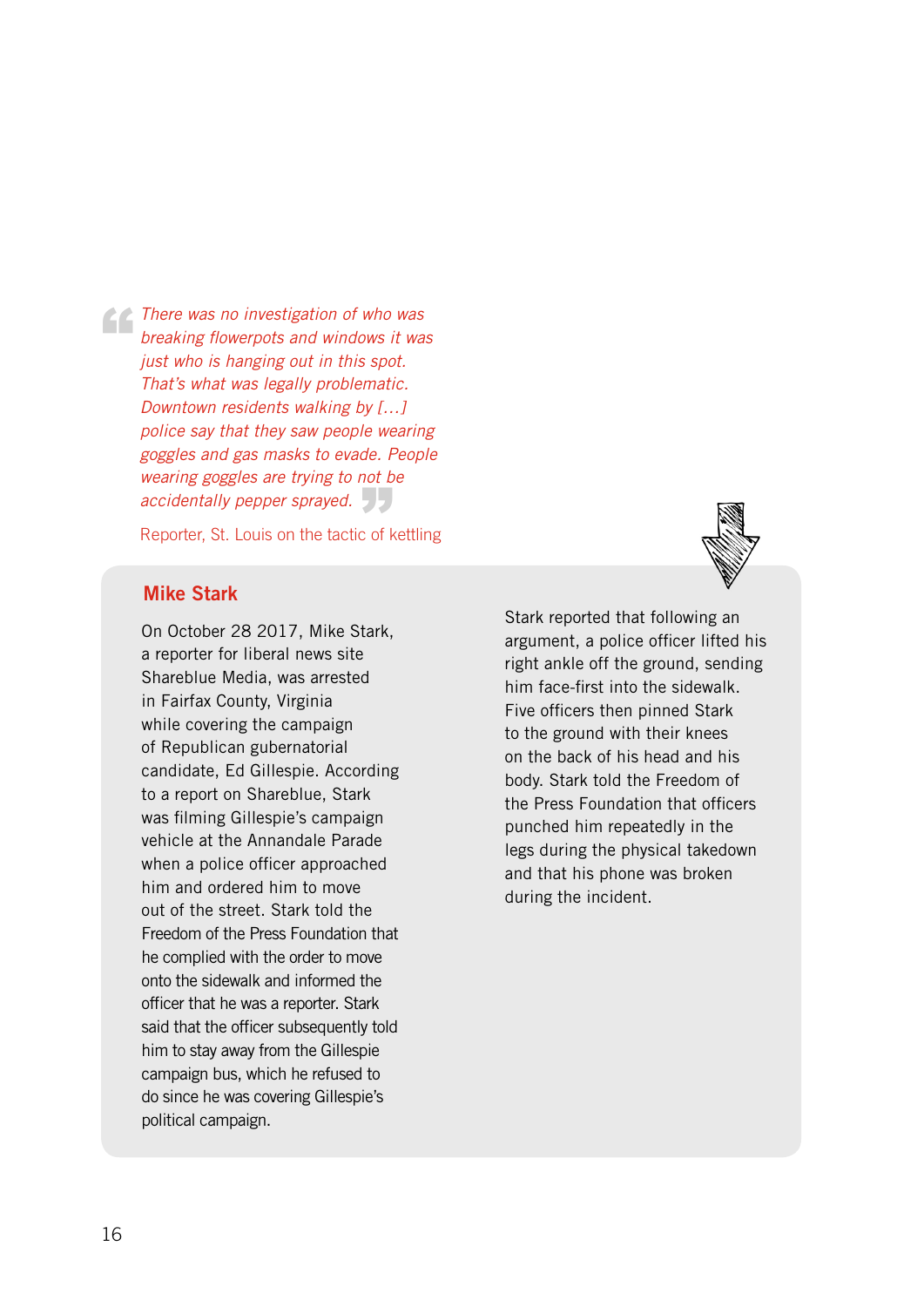> *There was no investigation of who was breaking flowerpots and windows it was just who is hanging out in this spot. That's what was legally problematic. Downtown residents walking by […] police say that they saw people wearing goggles and gas masks to evade. People wearing goggles are trying to not be accidentally pepper sprayed.*
>
> Reporter, St. Louis on the tactic of kettling

## Mike Stark

On October 28 2017, Mike Stark, a reporter for liberal news site Shareblue Media, was arrested in Fairfax County, Virginia while covering the campaign of Republican gubernatorial candidate, Ed Gillespie. According to a report on Shareblue, Stark was filming Gillespie's campaign vehicle at the Annandale Parade when a police officer approached him and ordered him to move out of the street. Stark told the Freedom of the Press Foundation that he complied with the order to move onto the sidewalk and informed the officer that he was a reporter. Stark said that the officer subsequently told him to stay away from the Gillespie campaign bus, which he refused to do since he was covering Gillespie's political campaign.

Stark reported that following an argument, a police officer lifted his right ankle off the ground, sending him face-first into the sidewalk. Five officers then pinned Stark to the ground with their knees on the back of his head and his body. Stark told the Freedom of the Press Foundation that officers punched him repeatedly in the legs during the physical takedown and that his phone was broken during the incident.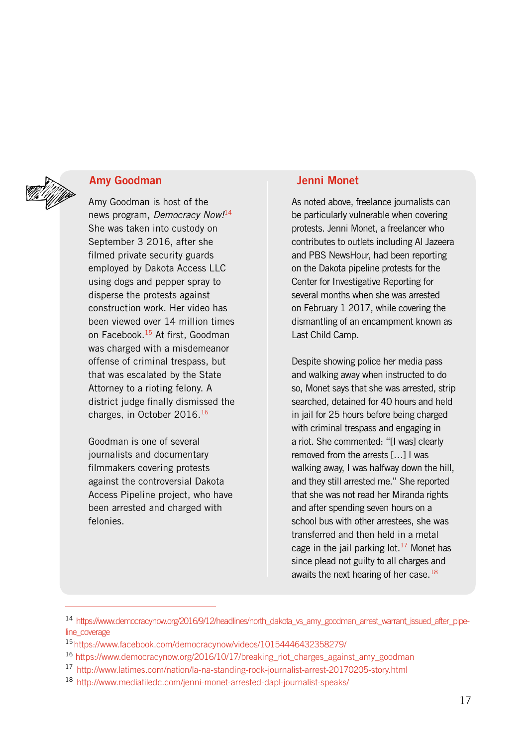## Amy Goodman

Amy Goodman is host of the news program, *Democracy Now!*[14] She was taken into custody on September 3 2016, after she filmed private security guards employed by Dakota Access LLC using dogs and pepper spray to disperse the protests against construction work. Her video has been viewed over 14 million times on Facebook.[15] At first, Goodman was charged with a misdemeanor offense of criminal trespass, but that was escalated by the State Attorney to a rioting felony. A district judge finally dismissed the charges, in October 2016.[16]

Goodman is one of several journalists and documentary filmmakers covering protests against the controversial Dakota Access Pipeline project, who have been arrested and charged with felonies.

## Jenni Monet

As noted above, freelance journalists can be particularly vulnerable when covering protests. Jenni Monet, a freelancer who contributes to outlets including Al Jazeera and PBS NewsHour, had been reporting on the Dakota pipeline protests for the Center for Investigative Reporting for several months when she was arrested on February 1 2017, while covering the dismantling of an encampment known as Last Child Camp.

Despite showing police her media pass and walking away when instructed to do so, Monet says that she was arrested, strip searched, detained for 40 hours and held in jail for 25 hours before being charged with criminal trespass and engaging in a riot. She commented: "[I was] clearly removed from the arrests […] I was walking away, I was halfway down the hill, and they still arrested me." She reported that she was not read her Miranda rights and after spending seven hours on a school bus with other arrestees, she was transferred and then held in a metal cage in the jail parking lot.[17] Monet has since plead not guilty to all charges and awaits the next hearing of her case.[18]

---

[14] https://www.democracynow.org/2016/9/12/headlines/north_dakota_vs_amy_goodman_arrest_warrant_issued_after_pipeline_coverage

[15] https://www.facebook.com/democracynow/videos/10154446432358279/

[16] https://www.democracynow.org/2016/10/17/breaking_riot_charges_against_amy_goodman

[17] http://www.latimes.com/nation/la-na-standing-rock-journalist-arrest-20170205-story.html

[18] http://www.mediafiledc.com/jenni-monet-arrested-dapl-journalist-speaks/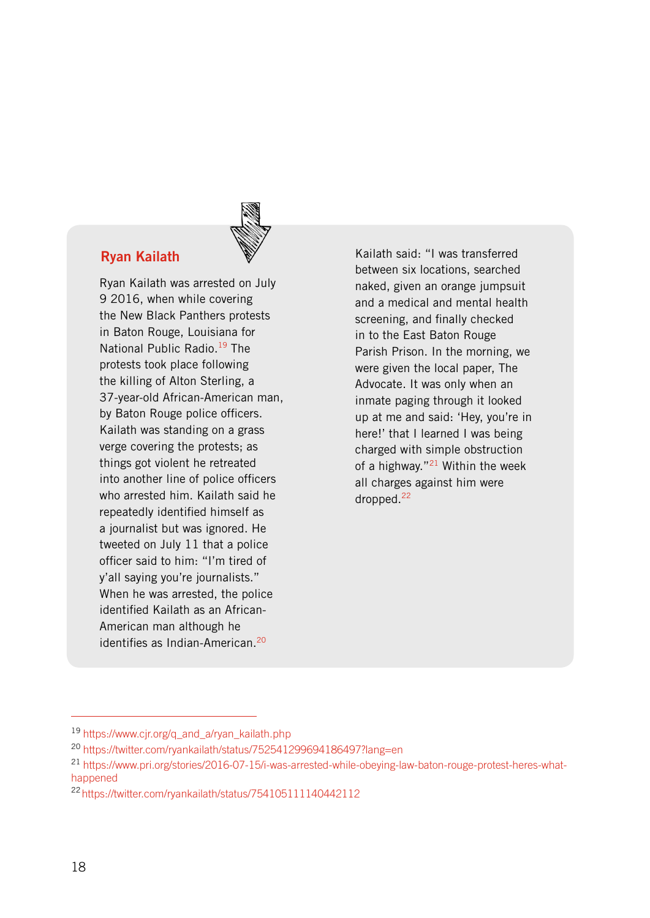## Ryan Kailath

Ryan Kailath was arrested on July 9 2016, when while covering the New Black Panthers protests in Baton Rouge, Louisiana for National Public Radio.[19] The protests took place following the killing of Alton Sterling, a 37-year-old African-American man, by Baton Rouge police officers. Kailath was standing on a grass verge covering the protests; as things got violent he retreated into another line of police officers who arrested him. Kailath said he repeatedly identified himself as a journalist but was ignored. He tweeted on July 11 that a police officer said to him: "I'm tired of y'all saying you're journalists." When he was arrested, the police identified Kailath as an African-American man although he identifies as Indian-American.[20]

Kailath said: "I was transferred between six locations, searched naked, given an orange jumpsuit and a medical and mental health screening, and finally checked in to the East Baton Rouge Parish Prison. In the morning, we were given the local paper, The Advocate. It was only when an inmate paging through it looked up at me and said: 'Hey, you're in here!' that I learned I was being charged with simple obstruction of a highway."[21] Within the week all charges against him were dropped.[22]

---

[19] https://www.cjr.org/q_and_a/ryan_kailath.php

[20] https://twitter.com/ryankailath/status/752541299694186497?lang=en

[21] https://www.pri.org/stories/2016-07-15/i-was-arrested-while-obeying-law-baton-rouge-protest-heres-what-happened

[22] https://twitter.com/ryankailath/status/754105111140442112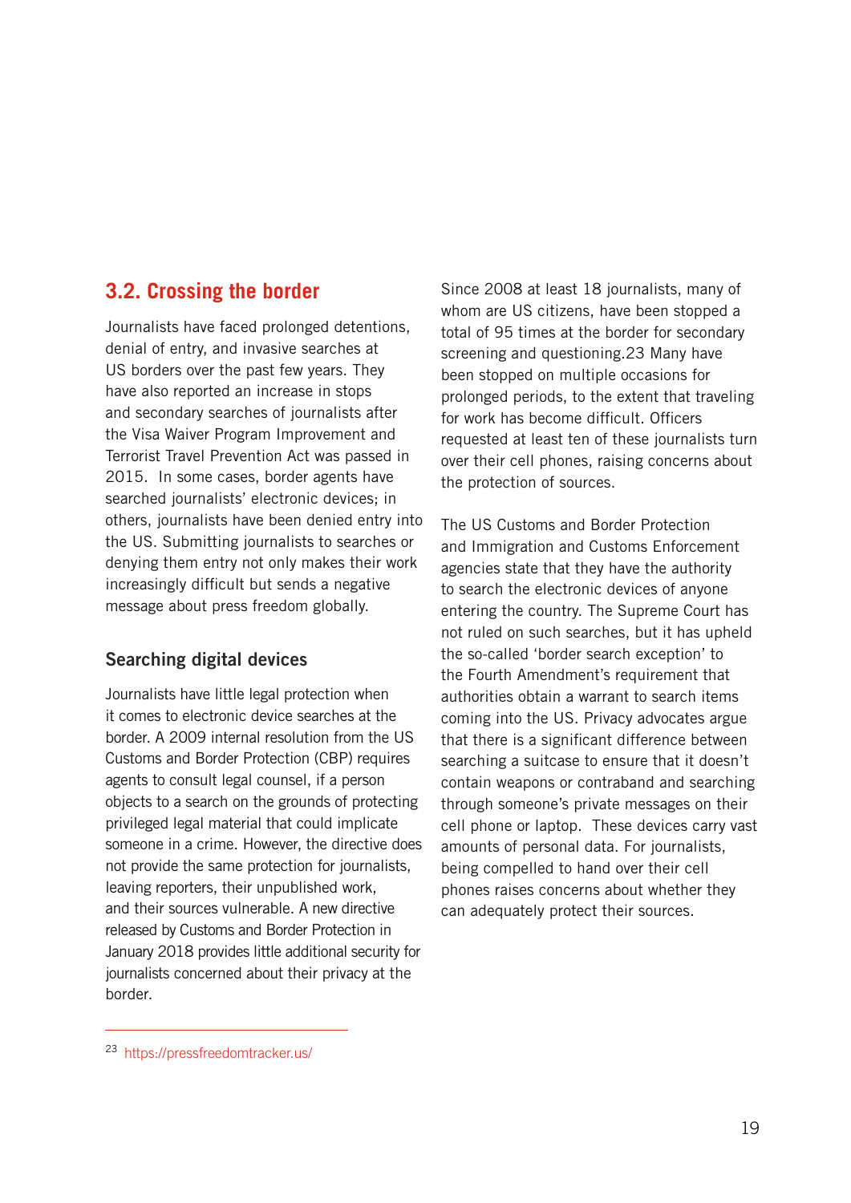## 3.2. Crossing the border

Journalists have faced prolonged detentions, denial of entry, and invasive searches at US borders over the past few years. They have also reported an increase in stops and secondary searches of journalists after the Visa Waiver Program Improvement and Terrorist Travel Prevention Act was passed in 2015. In some cases, border agents have searched journalists' electronic devices; in others, journalists have been denied entry into the US. Submitting journalists to searches or denying them entry not only makes their work increasingly difficult but sends a negative message about press freedom globally.

### Searching digital devices

Journalists have little legal protection when it comes to electronic device searches at the border. A 2009 internal resolution from the US Customs and Border Protection (CBP) requires agents to consult legal counsel, if a person objects to a search on the grounds of protecting privileged legal material that could implicate someone in a crime. However, the directive does not provide the same protection for journalists, leaving reporters, their unpublished work, and their sources vulnerable. A new directive released by Customs and Border Protection in January 2018 provides little additional security for journalists concerned about their privacy at the border.

Since 2008 at least 18 journalists, many of whom are US citizens, have been stopped a total of 95 times at the border for secondary screening and questioning.[23] Many have been stopped on multiple occasions for prolonged periods, to the extent that traveling for work has become difficult. Officers requested at least ten of these journalists turn over their cell phones, raising concerns about the protection of sources.

The US Customs and Border Protection and Immigration and Customs Enforcement agencies state that they have the authority to search the electronic devices of anyone entering the country. The Supreme Court has not ruled on such searches, but it has upheld the so-called 'border search exception' to the Fourth Amendment's requirement that authorities obtain a warrant to search items coming into the US. Privacy advocates argue that there is a significant difference between searching a suitcase to ensure that it doesn't contain weapons or contraband and searching through someone's private messages on their cell phone or laptop. These devices carry vast amounts of personal data. For journalists, being compelled to hand over their cell phones raises concerns about whether they can adequately protect their sources.

---

[23] https://pressfreedomtracker.us/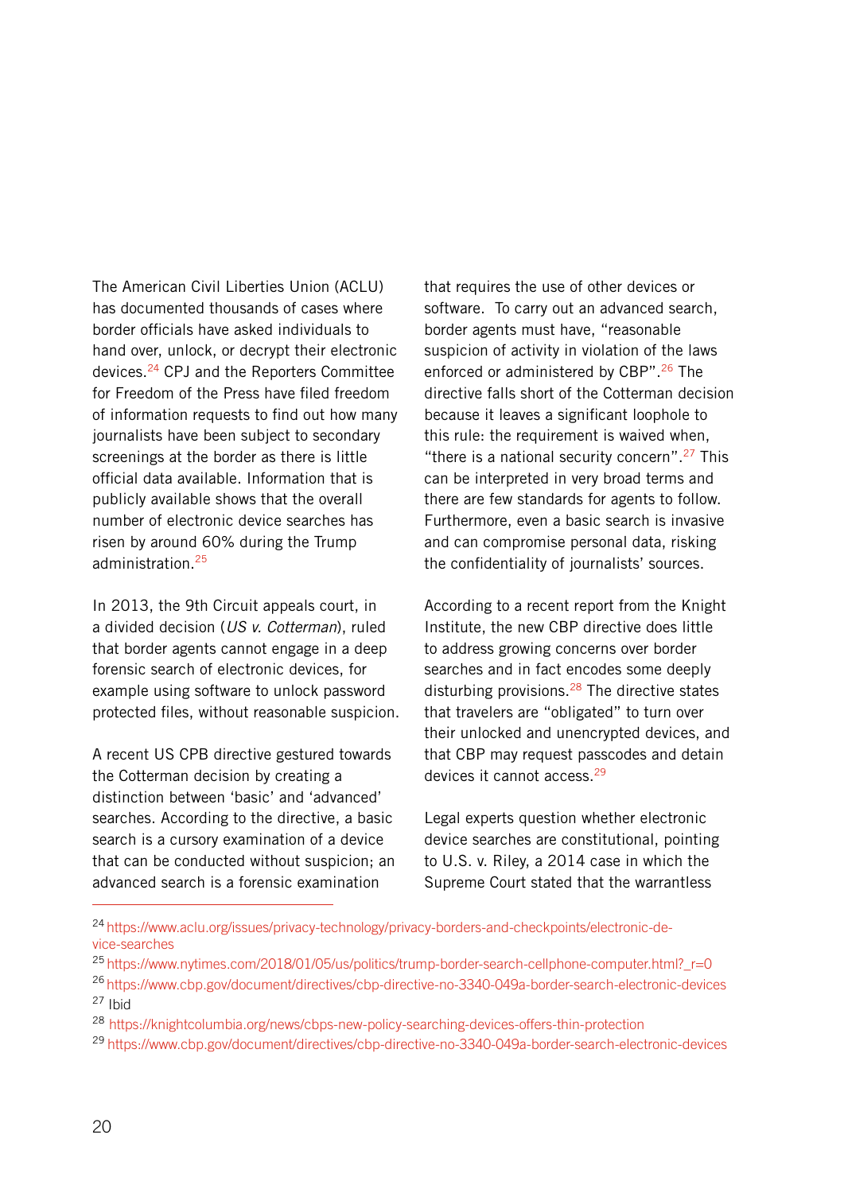The American Civil Liberties Union (ACLU) has documented thousands of cases where border officials have asked individuals to hand over, unlock, or decrypt their electronic devices.[24] CPJ and the Reporters Committee for Freedom of the Press have filed freedom of information requests to find out how many journalists have been subject to secondary screenings at the border as there is little official data available. Information that is publicly available shows that the overall number of electronic device searches has risen by around 60% during the Trump administration.[25]

In 2013, the 9th Circuit appeals court, in a divided decision (*US v. Cotterman*), ruled that border agents cannot engage in a deep forensic search of electronic devices, for example using software to unlock password protected files, without reasonable suspicion.

A recent US CPB directive gestured towards the Cotterman decision by creating a distinction between 'basic' and 'advanced' searches. According to the directive, a basic search is a cursory examination of a device that can be conducted without suspicion; an advanced search is a forensic examination that requires the use of other devices or software. To carry out an advanced search, border agents must have, "reasonable suspicion of activity in violation of the laws enforced or administered by CBP".[26] The directive falls short of the Cotterman decision because it leaves a significant loophole to this rule: the requirement is waived when, "there is a national security concern".[27] This can be interpreted in very broad terms and there are few standards for agents to follow. Furthermore, even a basic search is invasive and can compromise personal data, risking the confidentiality of journalists' sources.

According to a recent report from the Knight Institute, the new CBP directive does little to address growing concerns over border searches and in fact encodes some deeply disturbing provisions.[28] The directive states that travelers are "obligated" to turn over their unlocked and unencrypted devices, and that CBP may request passcodes and detain devices it cannot access.[29]

Legal experts question whether electronic device searches are constitutional, pointing to U.S. v. Riley, a 2014 case in which the Supreme Court stated that the warrantless

---

[24] https://www.aclu.org/issues/privacy-technology/privacy-borders-and-checkpoints/electronic-device-searches

[25] https://www.nytimes.com/2018/01/05/us/politics/trump-border-search-cellphone-computer.html?_r=0

[26] https://www.cbp.gov/document/directives/cbp-directive-no-3340-049a-border-search-electronic-devices

[27] Ibid

[28] https://knightcolumbia.org/news/cbps-new-policy-searching-devices-offers-thin-protection

[29] https://www.cbp.gov/document/directives/cbp-directive-no-3340-049a-border-search-electronic-devices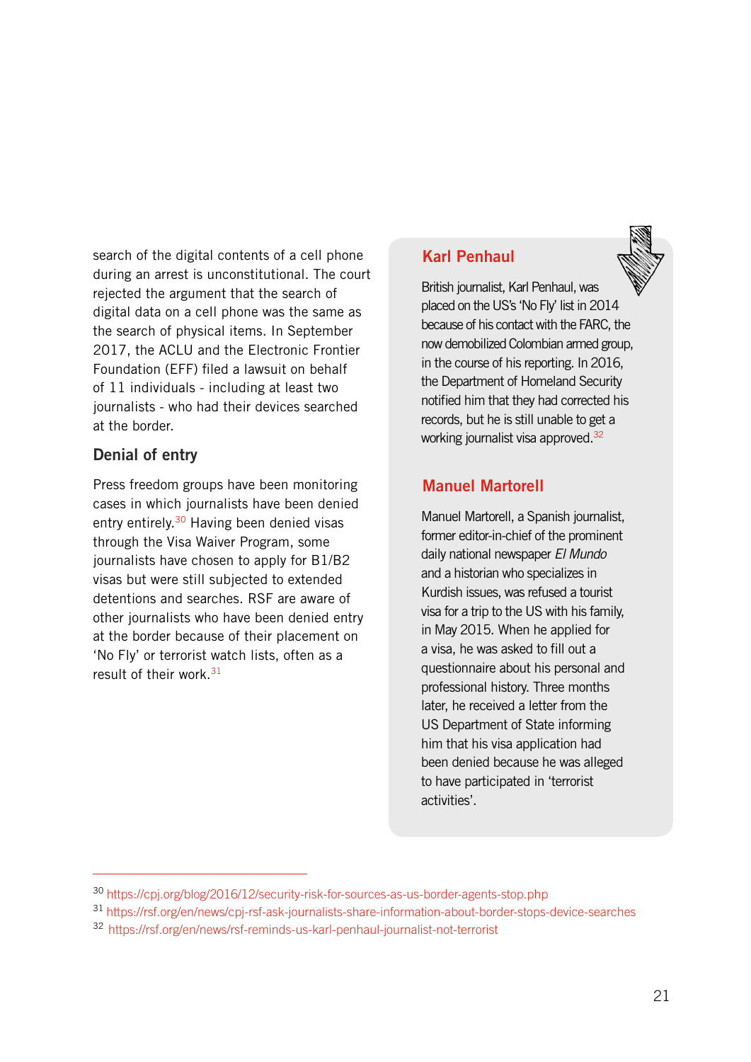search of the digital contents of a cell phone during an arrest is unconstitutional. The court rejected the argument that the search of digital data on a cell phone was the same as the search of physical items. In September 2017, the ACLU and the Electronic Frontier Foundation (EFF) filed a lawsuit on behalf of 11 individuals - including at least two journalists - who had their devices searched at the border.

## Denial of entry

Press freedom groups have been monitoring cases in which journalists have been denied entry entirely.[30] Having been denied visas through the Visa Waiver Program, some journalists have chosen to apply for B1/B2 visas but were still subjected to extended detentions and searches. RSF are aware of other journalists who have been denied entry at the border because of their placement on 'No Fly' or terrorist watch lists, often as a result of their work.[31]

### Karl Penhaul

British journalist, Karl Penhaul, was placed on the US's 'No Fly' list in 2014 because of his contact with the FARC, the now demobilized Colombian armed group, in the course of his reporting. In 2016, the Department of Homeland Security notified him that they had corrected his records, but he is still unable to get a working journalist visa approved.[32]

### Manuel Martorell

Manuel Martorell, a Spanish journalist, former editor-in-chief of the prominent daily national newspaper *El Mundo* and a historian who specializes in Kurdish issues, was refused a tourist visa for a trip to the US with his family, in May 2015. When he applied for a visa, he was asked to fill out a questionnaire about his personal and professional history. Three months later, he received a letter from the US Department of State informing him that his visa application had been denied because he was alleged to have participated in 'terrorist activities'.

---

[30] https://cpj.org/blog/2016/12/security-risk-for-sources-as-us-border-agents-stop.php

[31] https://rsf.org/en/news/cpj-rsf-ask-journalists-share-information-about-border-stops-device-searches

[32] https://rsf.org/en/news/rsf-reminds-us-karl-penhaul-journalist-not-terrorist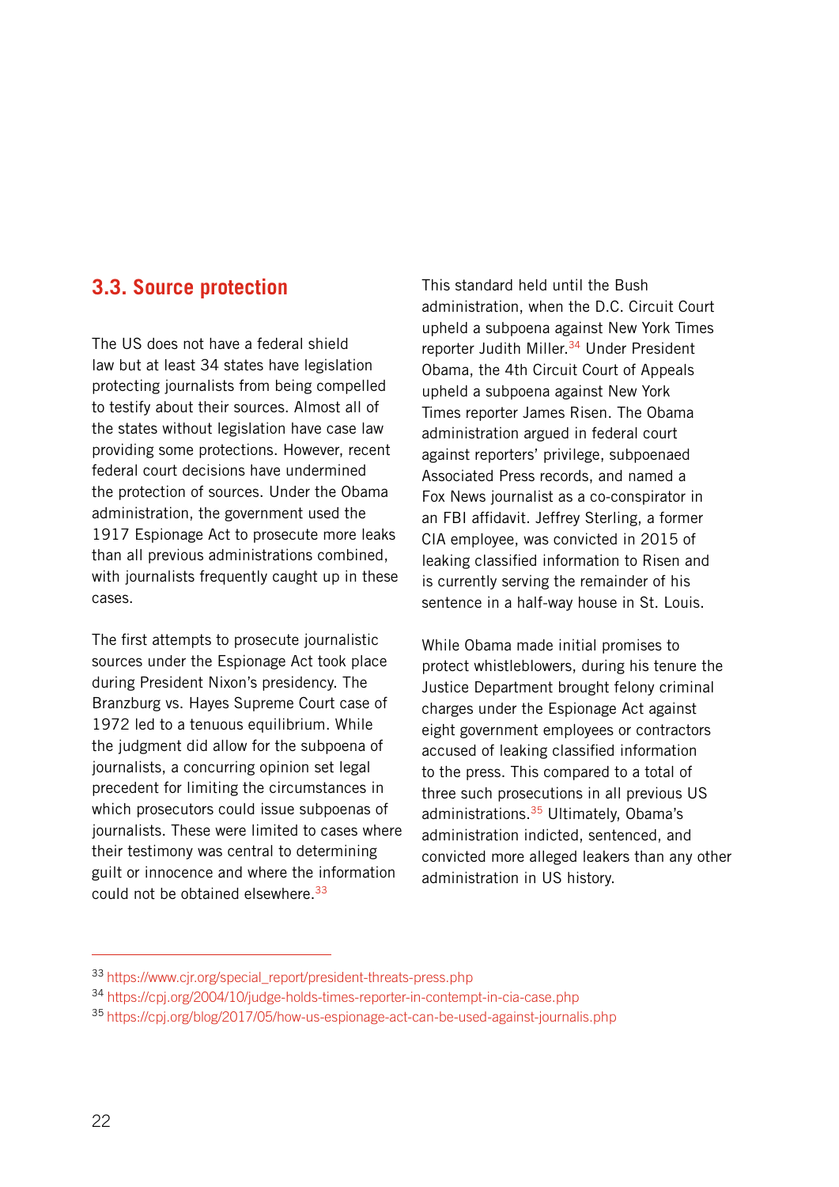## 3.3. Source protection

The US does not have a federal shield law but at least 34 states have legislation protecting journalists from being compelled to testify about their sources. Almost all of the states without legislation have case law providing some protections. However, recent federal court decisions have undermined the protection of sources. Under the Obama administration, the government used the 1917 Espionage Act to prosecute more leaks than all previous administrations combined, with journalists frequently caught up in these cases.

The first attempts to prosecute journalistic sources under the Espionage Act took place during President Nixon's presidency. The Branzburg vs. Hayes Supreme Court case of 1972 led to a tenuous equilibrium. While the judgment did allow for the subpoena of journalists, a concurring opinion set legal precedent for limiting the circumstances in which prosecutors could issue subpoenas of journalists. These were limited to cases where their testimony was central to determining guilt or innocence and where the information could not be obtained elsewhere.[33]

This standard held until the Bush administration, when the D.C. Circuit Court upheld a subpoena against New York Times reporter Judith Miller.[34] Under President Obama, the 4th Circuit Court of Appeals upheld a subpoena against New York Times reporter James Risen. The Obama administration argued in federal court against reporters' privilege, subpoenaed Associated Press records, and named a Fox News journalist as a co-conspirator in an FBI affidavit. Jeffrey Sterling, a former CIA employee, was convicted in 2015 of leaking classified information to Risen and is currently serving the remainder of his sentence in a half-way house in St. Louis.

While Obama made initial promises to protect whistleblowers, during his tenure the Justice Department brought felony criminal charges under the Espionage Act against eight government employees or contractors accused of leaking classified information to the press. This compared to a total of three such prosecutions in all previous US administrations.[35] Ultimately, Obama's administration indicted, sentenced, and convicted more alleged leakers than any other administration in US history.

---

[33] https://www.cjr.org/special_report/president-threats-press.php

[34] https://cpj.org/2004/10/judge-holds-times-reporter-in-contempt-in-cia-case.php

[35] https://cpj.org/blog/2017/05/how-us-espionage-act-can-be-used-against-journalis.php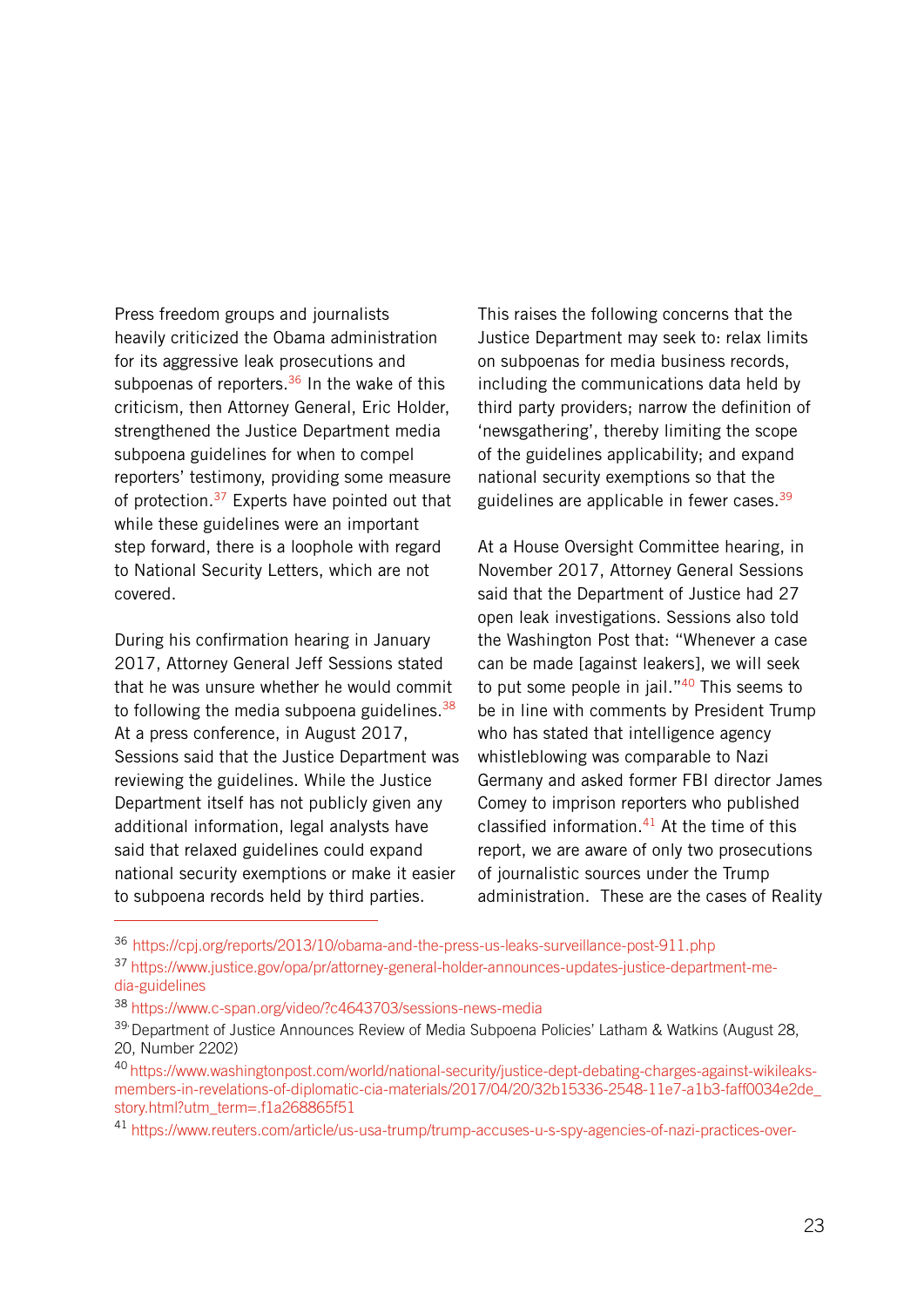Press freedom groups and journalists heavily criticized the Obama administration for its aggressive leak prosecutions and subpoenas of reporters.[36] In the wake of this criticism, then Attorney General, Eric Holder, strengthened the Justice Department media subpoena guidelines for when to compel reporters' testimony, providing some measure of protection.[37] Experts have pointed out that while these guidelines were an important step forward, there is a loophole with regard to National Security Letters, which are not covered.

During his confirmation hearing in January 2017, Attorney General Jeff Sessions stated that he was unsure whether he would commit to following the media subpoena guidelines.[38] At a press conference, in August 2017, Sessions said that the Justice Department was reviewing the guidelines. While the Justice Department itself has not publicly given any additional information, legal analysts have said that relaxed guidelines could expand national security exemptions or make it easier to subpoena records held by third parties.

This raises the following concerns that the Justice Department may seek to: relax limits on subpoenas for media business records, including the communications data held by third party providers; narrow the definition of 'newsgathering', thereby limiting the scope of the guidelines applicability; and expand national security exemptions so that the guidelines are applicable in fewer cases.[39]

At a House Oversight Committee hearing, in November 2017, Attorney General Sessions said that the Department of Justice had 27 open leak investigations. Sessions also told the Washington Post that: "Whenever a case can be made [against leakers], we will seek to put some people in jail."[40] This seems to be in line with comments by President Trump who has stated that intelligence agency whistleblowing was comparable to Nazi Germany and asked former FBI director James Comey to imprison reporters who published classified information.[41] At the time of this report, we are aware of only two prosecutions of journalistic sources under the Trump administration. These are the cases of Reality

---

[36] https://cpj.org/reports/2013/10/obama-and-the-press-us-leaks-surveillance-post-911.php

[37] https://www.justice.gov/opa/pr/attorney-general-holder-announces-updates-justice-department-media-guidelines

[38] https://www.c-span.org/video/?c4643703/sessions-news-media

[39] Department of Justice Announces Review of Media Subpoena Policies' Latham & Watkins (August 28, 20, Number 2202)

[40] https://www.washingtonpost.com/world/national-security/justice-dept-debating-charges-against-wikileaks-members-in-revelations-of-diplomatic-cia-materials/2017/04/20/32b15336-2548-11e7-a1b3-faff0034e2de_story.html?utm_term=.f1a268865f51

[41] https://www.reuters.com/article/us-usa-trump/trump-accuses-u-s-spy-agencies-of-nazi-practices-over-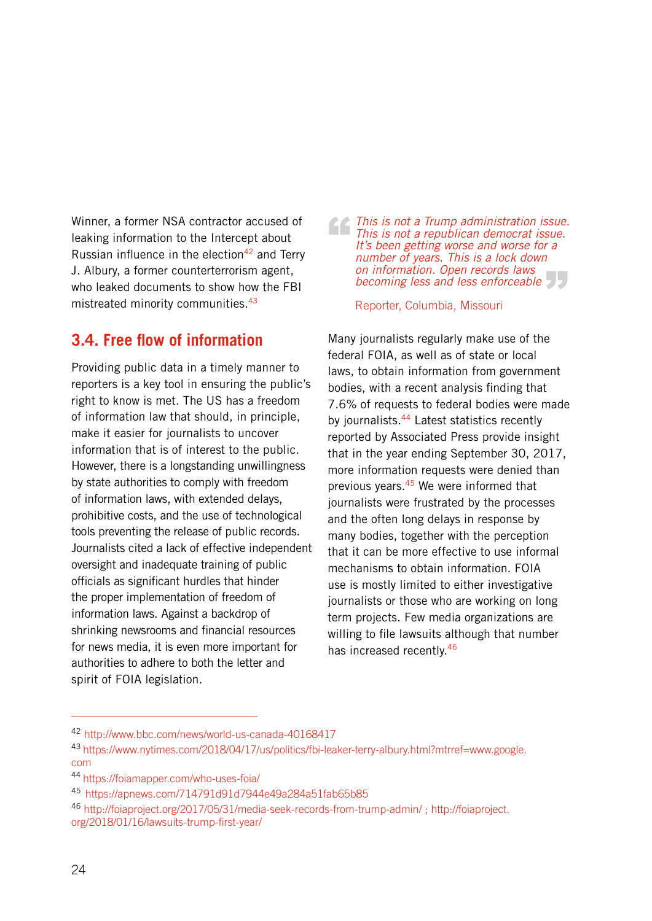Winner, a former NSA contractor accused of leaking information to the Intercept about Russian influence in the election[42] and Terry J. Albury, a former counterterrorism agent, who leaked documents to show how the FBI mistreated minority communities.[43]

## 3.4. Free flow of information

Providing public data in a timely manner to reporters is a key tool in ensuring the public's right to know is met. The US has a freedom of information law that should, in principle, make it easier for journalists to uncover information that is of interest to the public. However, there is a longstanding unwillingness by state authorities to comply with freedom of information laws, with extended delays, prohibitive costs, and the use of technological tools preventing the release of public records. Journalists cited a lack of effective independent oversight and inadequate training of public officials as significant hurdles that hinder the proper implementation of freedom of information laws. Against a backdrop of shrinking newsrooms and financial resources for news media, it is even more important for authorities to adhere to both the letter and spirit of FOIA legislation.

> *This is not a Trump administration issue. This is not a republican democrat issue. It's been getting worse and worse for a number of years. This is a lock down on information. Open records laws becoming less and less enforceable*
>
> Reporter, Columbia, Missouri

Many journalists regularly make use of the federal FOIA, as well as of state or local laws, to obtain information from government bodies, with a recent analysis finding that 7.6% of requests to federal bodies were made by journalists.[44] Latest statistics recently reported by Associated Press provide insight that in the year ending September 30, 2017, more information requests were denied than previous years.[45] We were informed that journalists were frustrated by the processes and the often long delays in response by many bodies, together with the perception that it can be more effective to use informal mechanisms to obtain information. FOIA use is mostly limited to either investigative journalists or those who are working on long term projects. Few media organizations are willing to file lawsuits although that number has increased recently.[46]

---

[42] http://www.bbc.com/news/world-us-canada-40168417

[43] https://www.nytimes.com/2018/04/17/us/politics/fbi-leaker-terry-albury.html?mtrref=www.google.com

[44] https://foiamapper.com/who-uses-foia/

[45] https://apnews.com/714791d91d7944e49a284a51fab65b85

[46] http://foiaproject.org/2017/05/31/media-seek-records-from-trump-admin/ ; http://foiaproject.org/2018/01/16/lawsuits-trump-first-year/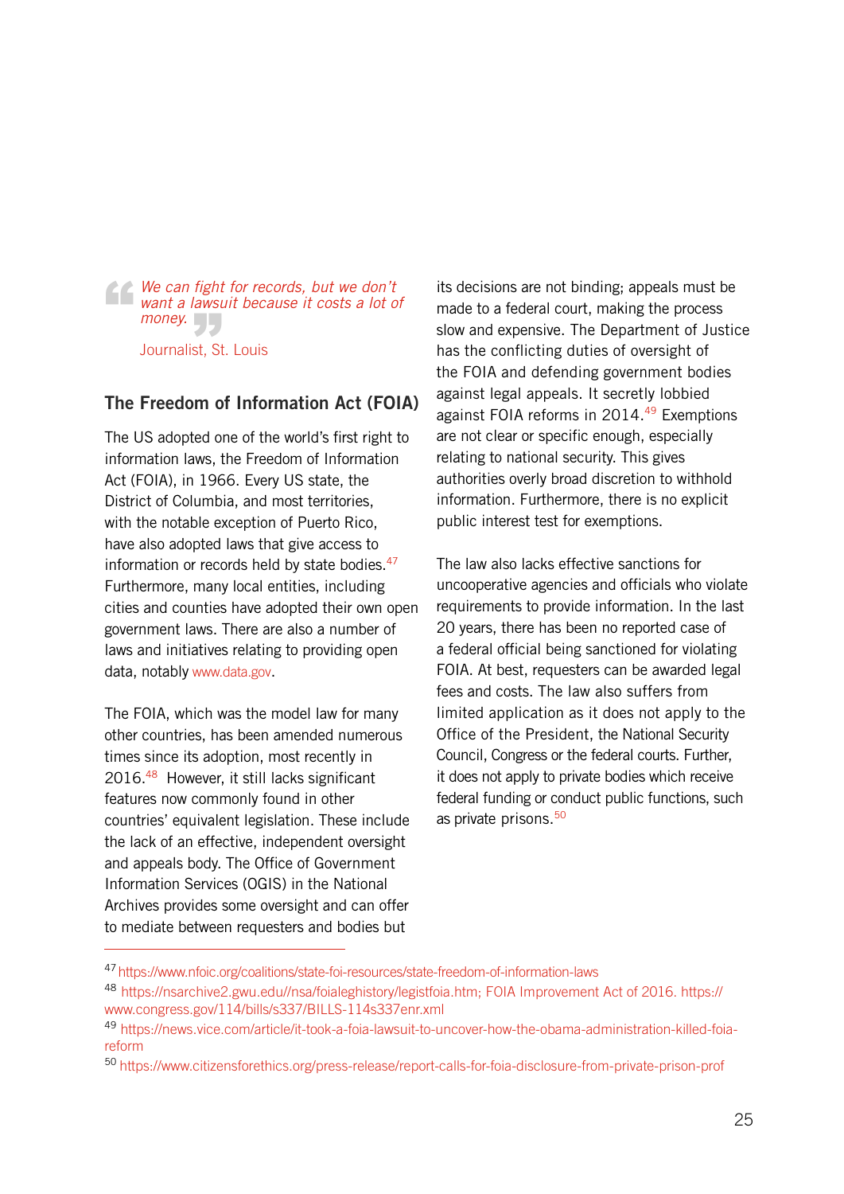> *We can fight for records, but we don't want a lawsuit because it costs a lot of money.*
>
> Journalist, St. Louis

## The Freedom of Information Act (FOIA)

The US adopted one of the world's first right to information laws, the Freedom of Information Act (FOIA), in 1966. Every US state, the District of Columbia, and most territories, with the notable exception of Puerto Rico, have also adopted laws that give access to information or records held by state bodies.[47] Furthermore, many local entities, including cities and counties have adopted their own open government laws. There are also a number of laws and initiatives relating to providing open data, notably www.data.gov.

The FOIA, which was the model law for many other countries, has been amended numerous times since its adoption, most recently in 2016.[48] However, it still lacks significant features now commonly found in other countries' equivalent legislation. These include the lack of an effective, independent oversight and appeals body. The Office of Government Information Services (OGIS) in the National Archives provides some oversight and can offer to mediate between requesters and bodies but its decisions are not binding; appeals must be made to a federal court, making the process slow and expensive. The Department of Justice has the conflicting duties of oversight of the FOIA and defending government bodies against legal appeals. It secretly lobbied against FOIA reforms in 2014.[49] Exemptions are not clear or specific enough, especially relating to national security. This gives authorities overly broad discretion to withhold information. Furthermore, there is no explicit public interest test for exemptions.

The law also lacks effective sanctions for uncooperative agencies and officials who violate requirements to provide information. In the last 20 years, there has been no reported case of a federal official being sanctioned for violating FOIA. At best, requesters can be awarded legal fees and costs. The law also suffers from limited application as it does not apply to the Office of the President, the National Security Council, Congress or the federal courts. Further, it does not apply to private bodies which receive federal funding or conduct public functions, such as private prisons.[50]

---

[47] https://www.nfoic.org/coalitions/state-foi-resources/state-freedom-of-information-laws

[48] https://nsarchive2.gwu.edu//nsa/foialeghistory/legistfoia.htm; FOIA Improvement Act of 2016. https://www.congress.gov/114/bills/s337/BILLS-114s337enr.xml

[49] https://news.vice.com/article/it-took-a-foia-lawsuit-to-uncover-how-the-obama-administration-killed-foia-reform

[50] https://www.citizensforethics.org/press-release/report-calls-for-foia-disclosure-from-private-prison-prof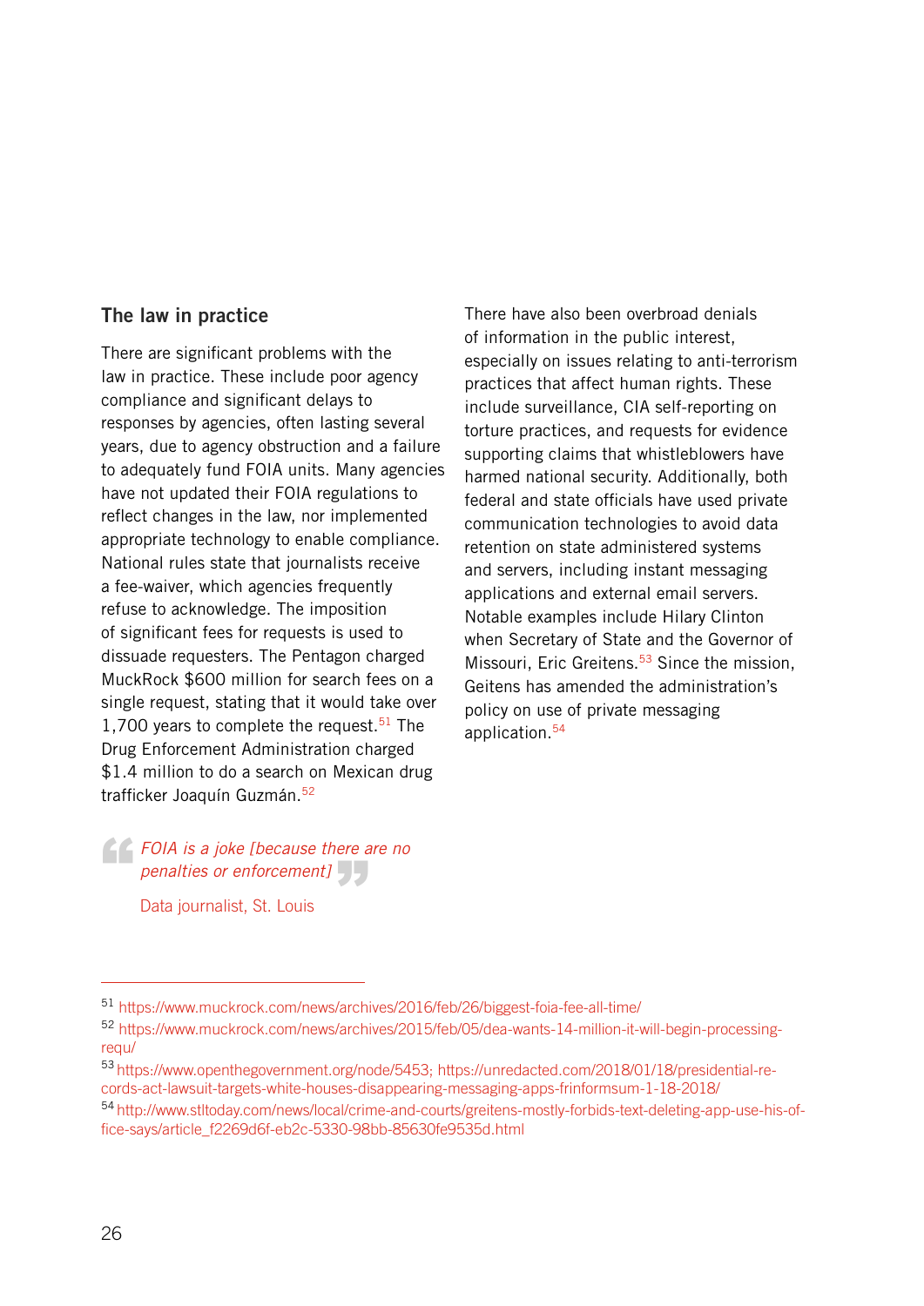## The law in practice

There are significant problems with the law in practice. These include poor agency compliance and significant delays to responses by agencies, often lasting several years, due to agency obstruction and a failure to adequately fund FOIA units. Many agencies have not updated their FOIA regulations to reflect changes in the law, nor implemented appropriate technology to enable compliance. National rules state that journalists receive a fee-waiver, which agencies frequently refuse to acknowledge. The imposition of significant fees for requests is used to dissuade requesters. The Pentagon charged MuckRock $600 million for search fees on a single request, stating that it would take over 1,700 years to complete the request.[51] The Drug Enforcement Administration charged $1.4 million to do a search on Mexican drug trafficker Joaquín Guzmán.[52]

> *FOIA is a joke [because there are no penalties or enforcement]*
>
> Data journalist, St. Louis

There have also been overbroad denials of information in the public interest, especially on issues relating to anti-terrorism practices that affect human rights. These include surveillance, CIA self-reporting on torture practices, and requests for evidence supporting claims that whistleblowers have harmed national security. Additionally, both federal and state officials have used private communication technologies to avoid data retention on state administered systems and servers, including instant messaging applications and external email servers. Notable examples include Hilary Clinton when Secretary of State and the Governor of Missouri, Eric Greitens.[53] Since the mission, Geitens has amended the administration's policy on use of private messaging application.[54]

---

[51] https://www.muckrock.com/news/archives/2016/feb/26/biggest-foia-fee-all-time/

[52] https://www.muckrock.com/news/archives/2015/feb/05/dea-wants-14-million-it-will-begin-processing-requ/

[53] https://www.openthegovernment.org/node/5453; https://unredacted.com/2018/01/18/presidential-records-act-lawsuit-targets-white-houses-disappearing-messaging-apps-frinformsum-1-18-2018/

[54] http://www.stltoday.com/news/local/crime-and-courts/greitens-mostly-forbids-text-deleting-app-use-his-office-says/article_f2269d6f-eb2c-5330-98bb-85630fe9535d.html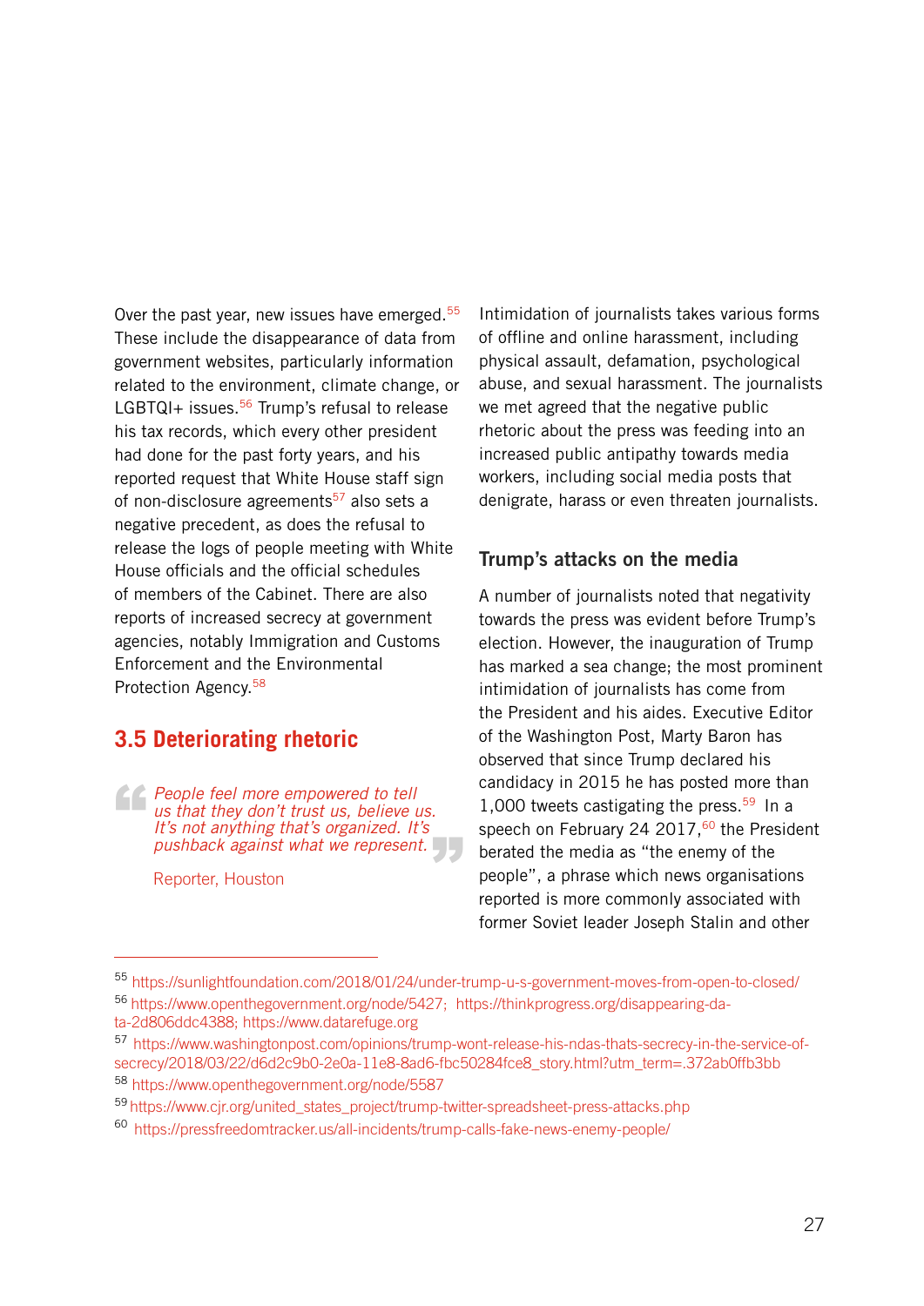Over the past year, new issues have emerged.[55] These include the disappearance of data from government websites, particularly information related to the environment, climate change, or LGBTQI+ issues.[56] Trump's refusal to release his tax records, which every other president had done for the past forty years, and his reported request that White House staff sign of non-disclosure agreements[57] also sets a negative precedent, as does the refusal to release the logs of people meeting with White House officials and the official schedules of members of the Cabinet. There are also reports of increased secrecy at government agencies, notably Immigration and Customs Enforcement and the Environmental Protection Agency.[58]

## 3.5 Deteriorating rhetoric

> *People feel more empowered to tell us that they don't trust us, believe us. It's not anything that's organized. It's pushback against what we represent.*
>
> Reporter, Houston

Intimidation of journalists takes various forms of offline and online harassment, including physical assault, defamation, psychological abuse, and sexual harassment. The journalists we met agreed that the negative public rhetoric about the press was feeding into an increased public antipathy towards media workers, including social media posts that denigrate, harass or even threaten journalists.

### Trump's attacks on the media

A number of journalists noted that negativity towards the press was evident before Trump's election. However, the inauguration of Trump has marked a sea change; the most prominent intimidation of journalists has come from the President and his aides. Executive Editor of the Washington Post, Marty Baron has observed that since Trump declared his candidacy in 2015 he has posted more than 1,000 tweets castigating the press.[59] In a speech on February 24 2017,[60] the President berated the media as "the enemy of the people", a phrase which news organisations reported is more commonly associated with former Soviet leader Joseph Stalin and other

---

[55] https://sunlightfoundation.com/2018/01/24/under-trump-u-s-government-moves-from-open-to-closed/

[56] https://www.openthegovernment.org/node/5427; https://thinkprogress.org/disappearing-data-2d806ddc4388; https://www.datarefuge.org

[57] https://www.washingtonpost.com/opinions/trump-wont-release-his-ndas-thats-secrecy-in-the-service-of-secrecy/2018/03/22/d6d2c9b0-2e0a-11e8-8ad6-fbc50284fce8_story.html?utm_term=.372ab0ffb3bb

[58] https://www.openthegovernment.org/node/5587

[59] https://www.cjr.org/united_states_project/trump-twitter-spreadsheet-press-attacks.php

[60] https://pressfreedomtracker.us/all-incidents/trump-calls-fake-news-enemy-people/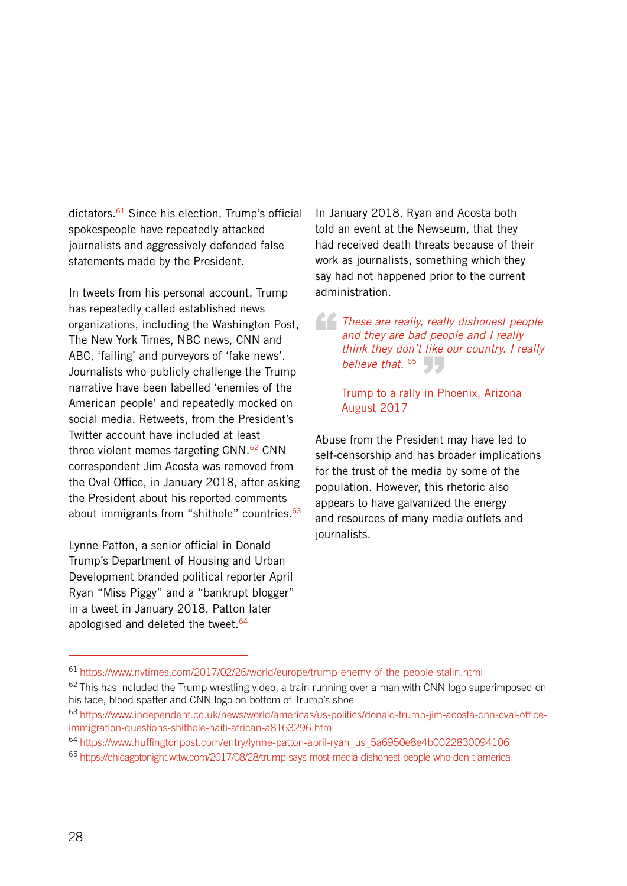dictators.[61] Since his election, Trump's official spokespeople have repeatedly attacked journalists and aggressively defended false statements made by the President.

In tweets from his personal account, Trump has repeatedly called established news organizations, including the Washington Post, The New York Times, NBC news, CNN and ABC, 'failing' and purveyors of 'fake news'. Journalists who publicly challenge the Trump narrative have been labelled 'enemies of the American people' and repeatedly mocked on social media. Retweets, from the President's Twitter account have included at least three violent memes targeting CNN.[62] CNN correspondent Jim Acosta was removed from the Oval Office, in January 2018, after asking the President about his reported comments about immigrants from "shithole" countries.[63]

Lynne Patton, a senior official in Donald Trump's Department of Housing and Urban Development branded political reporter April Ryan "Miss Piggy" and a "bankrupt blogger" in a tweet in January 2018. Patton later apologised and deleted the tweet.[64]

In January 2018, Ryan and Acosta both told an event at the Newseum, that they had received death threats because of their work as journalists, something which they say had not happened prior to the current administration.

> *These are really, really dishonest people and they are bad people and I really think they don't like our country. I really believe that.* [65]
>
> Trump to a rally in Phoenix, Arizona August 2017

Abuse from the President may have led to self-censorship and has broader implications for the trust of the media by some of the population. However, this rhetoric also appears to have galvanized the energy and resources of many media outlets and journalists.

---

[61] https://www.nytimes.com/2017/02/26/world/europe/trump-enemy-of-the-people-stalin.html

[62] This has included the Trump wrestling video, a train running over a man with CNN logo superimposed on his face, blood spatter and CNN logo on bottom of Trump's shoe

[63] https://www.independent.co.uk/news/world/americas/us-politics/donald-trump-jim-acosta-cnn-oval-office-immigration-questions-shithole-haiti-african-a8163296.html

[64] https://www.huffingtonpost.com/entry/lynne-patton-april-ryan_us_5a6950e8e4b0022830094106

[65] https://chicagotonight.wttw.com/2017/08/28/trump-says-most-media-dishonest-people-who-don-t-america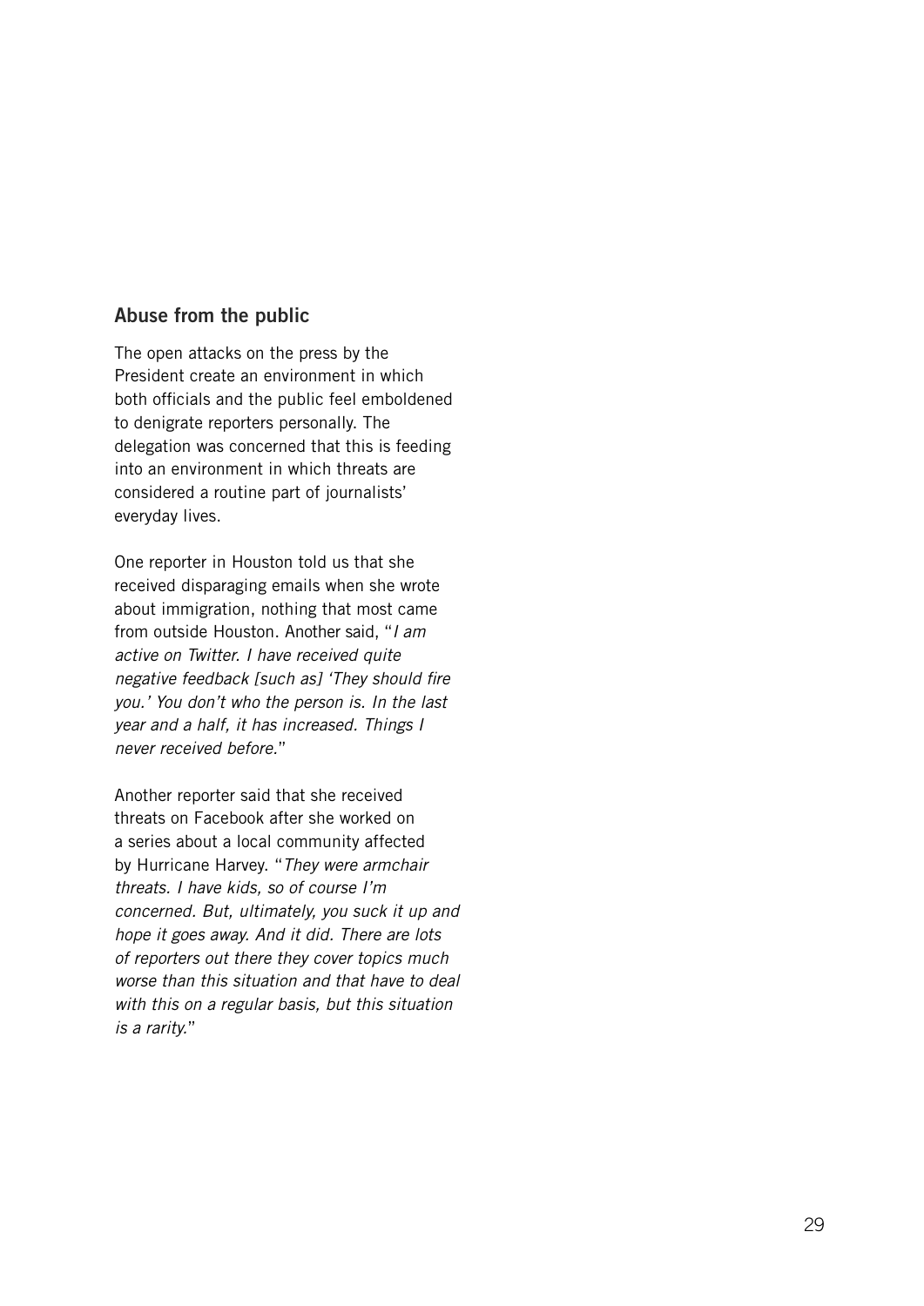## Abuse from the public

The open attacks on the press by the President create an environment in which both officials and the public feel emboldened to denigrate reporters personally. The delegation was concerned that this is feeding into an environment in which threats are considered a routine part of journalists' everyday lives.

One reporter in Houston told us that she received disparaging emails when she wrote about immigration, nothing that most came from outside Houston. Another said, "*I am active on Twitter. I have received quite negative feedback [such as] 'They should fire you.' You don't who the person is. In the last year and a half, it has increased. Things I never received before.*"

Another reporter said that she received threats on Facebook after she worked on a series about a local community affected by Hurricane Harvey. "*They were armchair threats. I have kids, so of course I'm concerned. But, ultimately, you suck it up and hope it goes away. And it did. There are lots of reporters out there they cover topics much worse than this situation and that have to deal with this on a regular basis, but this situation is a rarity.*"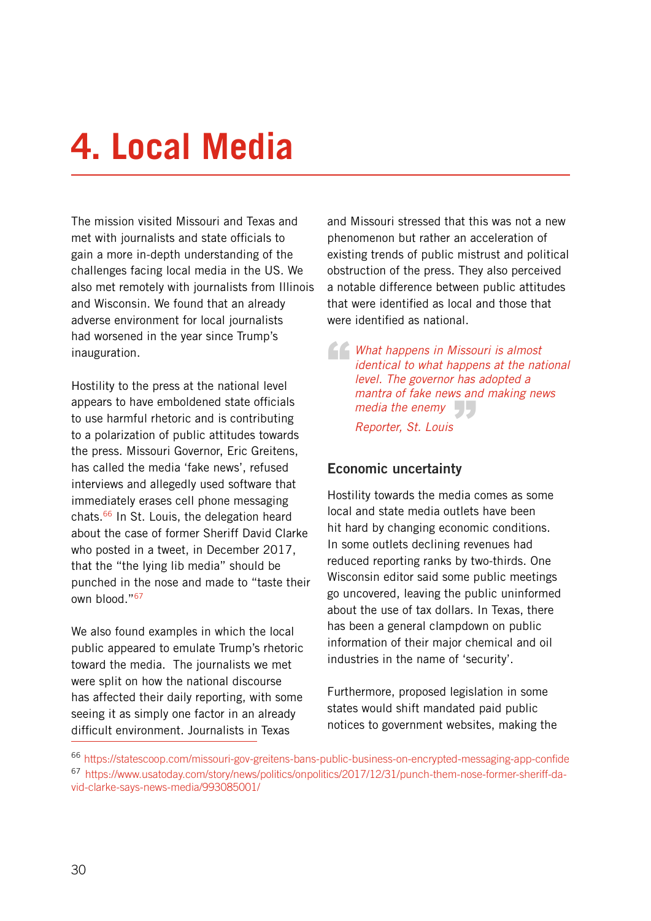# 4. Local Media

The mission visited Missouri and Texas and met with journalists and state officials to gain a more in-depth understanding of the challenges facing local media in the US. We also met remotely with journalists from Illinois and Wisconsin. We found that an already adverse environment for local journalists had worsened in the year since Trump's inauguration.

Hostility to the press at the national level appears to have emboldened state officials to use harmful rhetoric and is contributing to a polarization of public attitudes towards the press. Missouri Governor, Eric Greitens, has called the media 'fake news', refused interviews and allegedly used software that immediately erases cell phone messaging chats.[66] In St. Louis, the delegation heard about the case of former Sheriff David Clarke who posted in a tweet, in December 2017, that the "the lying lib media" should be punched in the nose and made to "taste their own blood."[67]

We also found examples in which the local public appeared to emulate Trump's rhetoric toward the media. The journalists we met were split on how the national discourse has affected their daily reporting, with some seeing it as simply one factor in an already difficult environment. Journalists in Texas and Missouri stressed that this was not a new phenomenon but rather an acceleration of existing trends of public mistrust and political obstruction of the press. They also perceived a notable difference between public attitudes that were identified as local and those that were identified as national.

> *What happens in Missouri is almost identical to what happens at the national level. The governor has adopted a mantra of fake news and making news media the enemy*
>
> *Reporter, St. Louis*

## Economic uncertainty

Hostility towards the media comes as some local and state media outlets have been hit hard by changing economic conditions. In some outlets declining revenues had reduced reporting ranks by two-thirds. One Wisconsin editor said some public meetings go uncovered, leaving the public uninformed about the use of tax dollars. In Texas, there has been a general clampdown on public information of their major chemical and oil industries in the name of 'security'.

Furthermore, proposed legislation in some states would shift mandated paid public notices to government websites, making the

[66] https://statescoop.com/missouri-gov-greitens-bans-public-business-on-encrypted-messaging-app-confide
[67] https://www.usatoday.com/story/news/politics/onpolitics/2017/12/31/punch-them-nose-former-sheriff-david-clarke-says-news-media/993085001/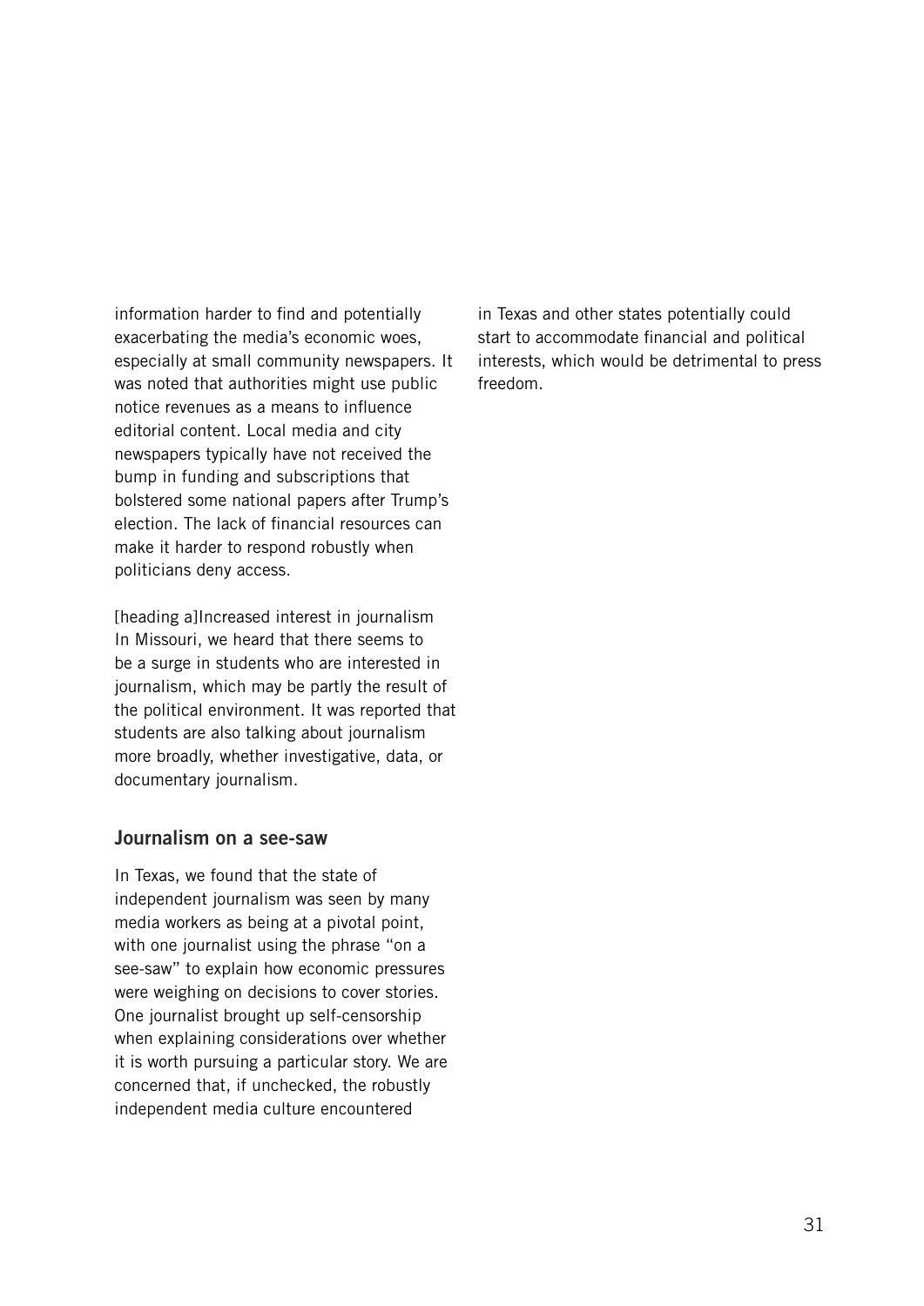information harder to find and potentially exacerbating the media's economic woes, especially at small community newspapers. It was noted that authorities might use public notice revenues as a means to influence editorial content. Local media and city newspapers typically have not received the bump in funding and subscriptions that bolstered some national papers after Trump's election. The lack of financial resources can make it harder to respond robustly when politicians deny access.

[heading a]Increased interest in journalism
In Missouri, we heard that there seems to be a surge in students who are interested in journalism, which may be partly the result of the political environment. It was reported that students are also talking about journalism more broadly, whether investigative, data, or documentary journalism.

## Journalism on a see-saw

In Texas, we found that the state of independent journalism was seen by many media workers as being at a pivotal point, with one journalist using the phrase "on a see-saw" to explain how economic pressures were weighing on decisions to cover stories. One journalist brought up self-censorship when explaining considerations over whether it is worth pursuing a particular story. We are concerned that, if unchecked, the robustly independent media culture encountered in Texas and other states potentially could start to accommodate financial and political interests, which would be detrimental to press freedom.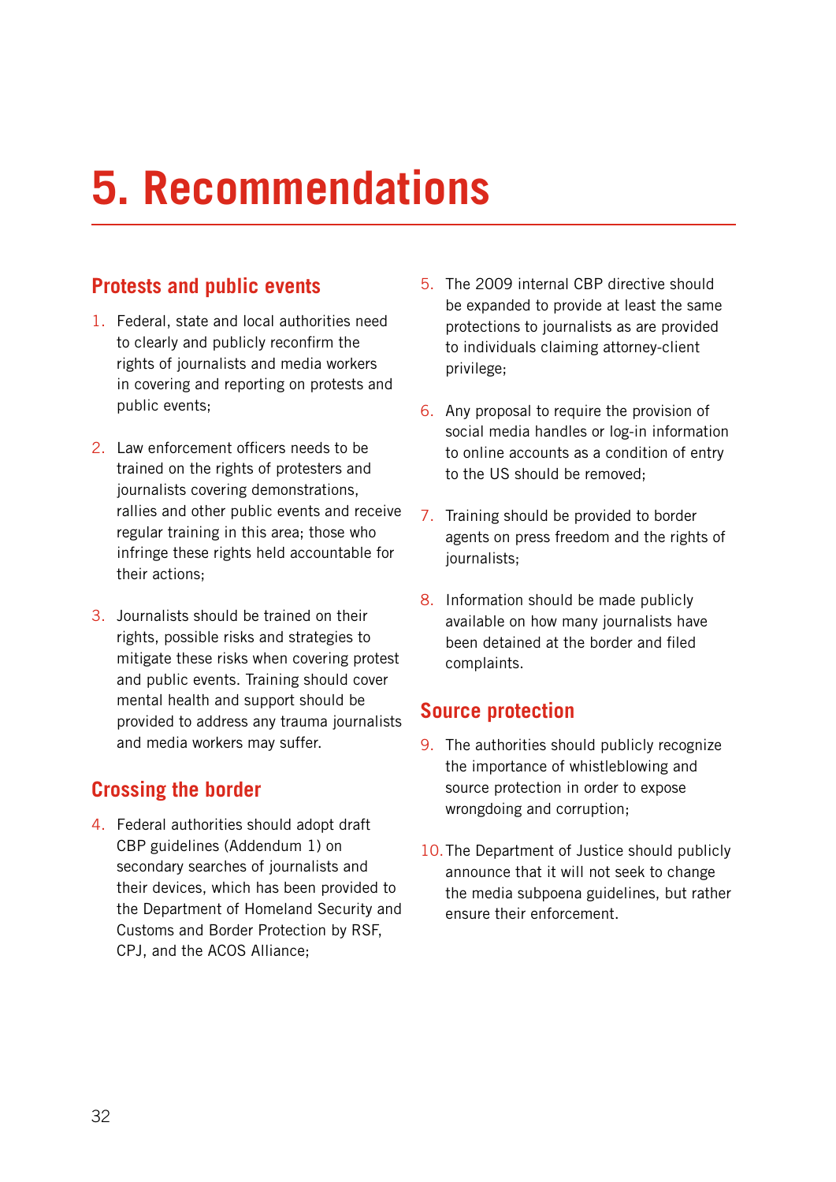# 5. Recommendations

## Protests and public events

1. Federal, state and local authorities need to clearly and publicly reconfirm the rights of journalists and media workers in covering and reporting on protests and public events;

2. Law enforcement officers needs to be trained on the rights of protesters and journalists covering demonstrations, rallies and other public events and receive regular training in this area; those who infringe these rights held accountable for their actions;

3. Journalists should be trained on their rights, possible risks and strategies to mitigate these risks when covering protest and public events. Training should cover mental health and support should be provided to address any trauma journalists and media workers may suffer.

## Crossing the border

4. Federal authorities should adopt draft CBP guidelines (Addendum 1) on secondary searches of journalists and their devices, which has been provided to the Department of Homeland Security and Customs and Border Protection by RSF, CPJ, and the ACOS Alliance;

5. The 2009 internal CBP directive should be expanded to provide at least the same protections to journalists as are provided to individuals claiming attorney-client privilege;

6. Any proposal to require the provision of social media handles or log-in information to online accounts as a condition of entry to the US should be removed;

7. Training should be provided to border agents on press freedom and the rights of journalists;

8. Information should be made publicly available on how many journalists have been detained at the border and filed complaints.

## Source protection

9. The authorities should publicly recognize the importance of whistleblowing and source protection in order to expose wrongdoing and corruption;

10. The Department of Justice should publicly announce that it will not seek to change the media subpoena guidelines, but rather ensure their enforcement.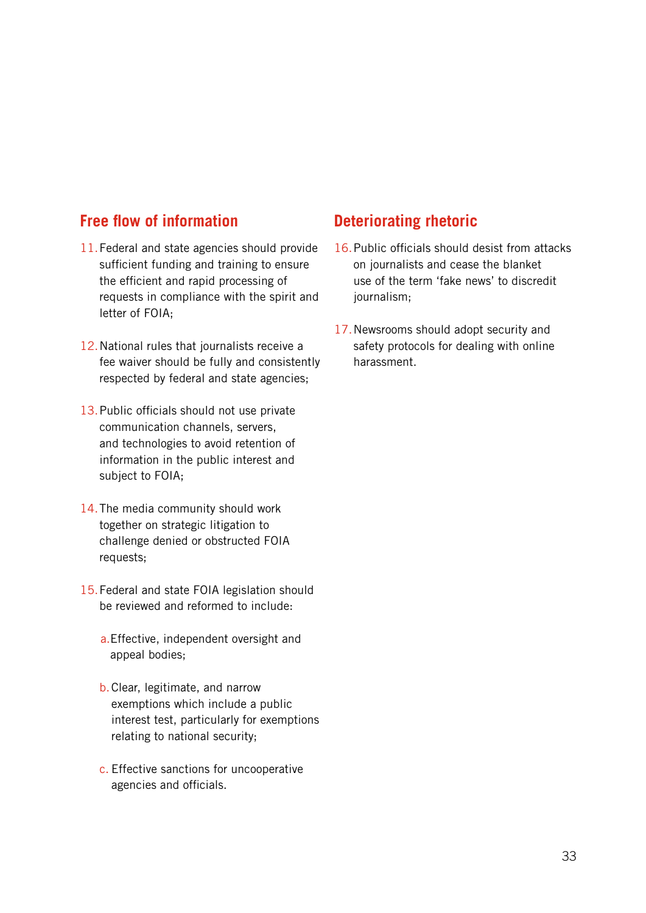## Free flow of information

11. Federal and state agencies should provide sufficient funding and training to ensure the efficient and rapid processing of requests in compliance with the spirit and letter of FOIA;

12. National rules that journalists receive a fee waiver should be fully and consistently respected by federal and state agencies;

13. Public officials should not use private communication channels, servers, and technologies to avoid retention of information in the public interest and subject to FOIA;

14. The media community should work together on strategic litigation to challenge denied or obstructed FOIA requests;

15. Federal and state FOIA legislation should be reviewed and reformed to include:

    a. Effective, independent oversight and appeal bodies;

    b. Clear, legitimate, and narrow exemptions which include a public interest test, particularly for exemptions relating to national security;

    c. Effective sanctions for uncooperative agencies and officials.

## Deteriorating rhetoric

16. Public officials should desist from attacks on journalists and cease the blanket use of the term 'fake news' to discredit journalism;

17. Newsrooms should adopt security and safety protocols for dealing with online harassment.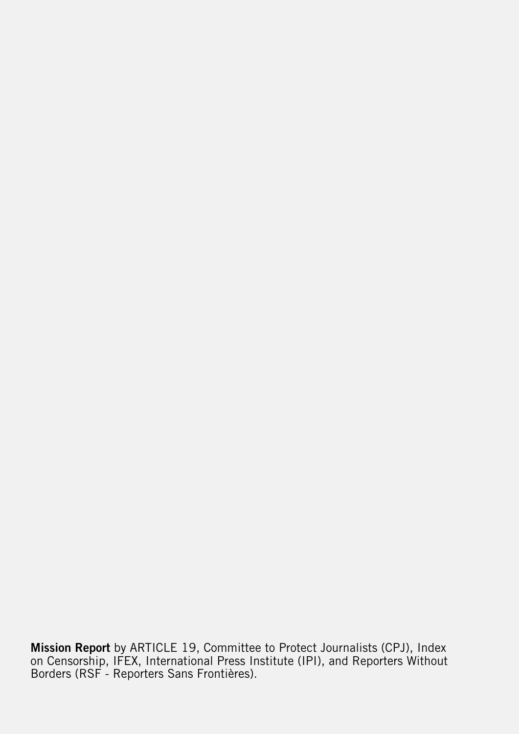**Mission Report** by ARTICLE 19, Committee to Protect Journalists (CPJ), Index on Censorship, IFEX, International Press Institute (IPI), and Reporters Without Borders (RSF - Reporters Sans Frontières).